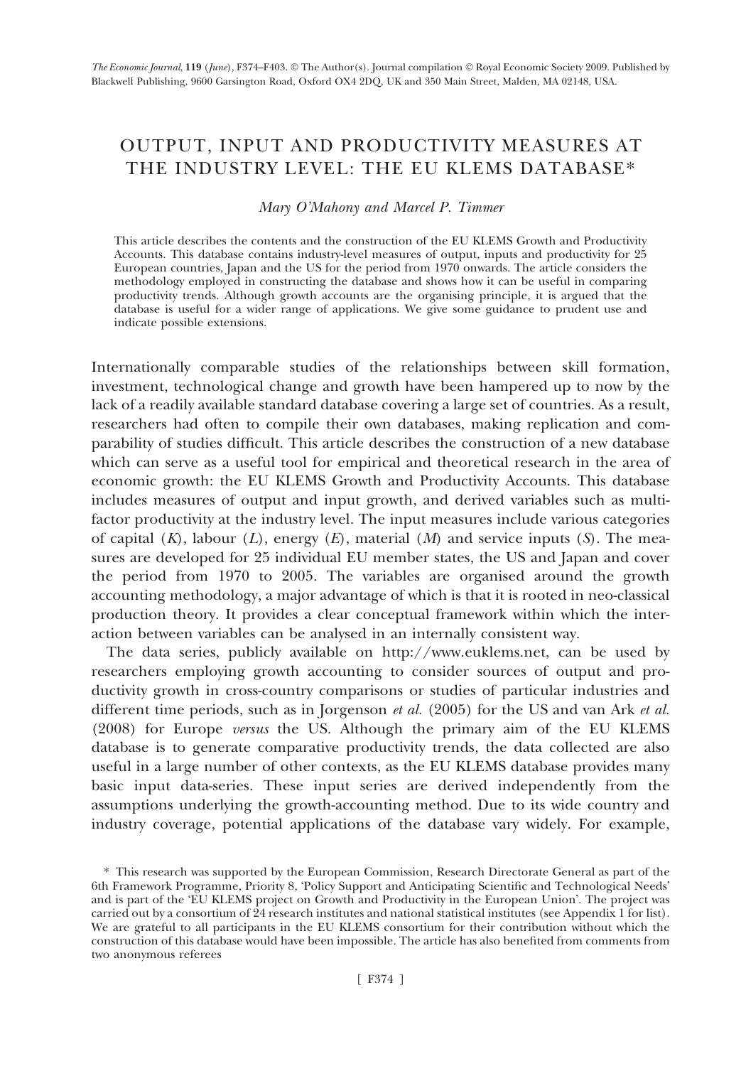# OUTPUT, INPUT AND PRODUCTIVITY MEASURES AT THE INDUSTRY LEVEL: THE EU KLEMS DATABASE*

*Mary O'Mahony and Marcel P. Timmer*

This article describes the contents and the construction of the EU KLEMS Growth and Productivity Accounts. This database contains industry-level measures of output, inputs and productivity for 25 European countries, Japan and the US for the period from 1970 onwards. The article considers the methodology employed in constructing the database and shows how it can be useful in comparing productivity trends. Although growth accounts are the organising principle, it is argued that the database is useful for a wider range of applications. We give some guidance to prudent use and indicate possible extensions.

Internationally comparable studies of the relationships between skill formation, investment, technological change and growth have been hampered up to now by the lack of a readily available standard database covering a large set of countries. As a result, researchers had often to compile their own databases, making replication and comparability of studies difficult. This article describes the construction of a new database which can serve as a useful tool for empirical and theoretical research in the area of economic growth: the EU KLEMS Growth and Productivity Accounts. This database includes measures of output and input growth, and derived variables such as multi-factor productivity at the industry level. The input measures include various categories of capital ($K$), labour ($L$), energy ($E$), material ($M$) and service inputs ($S$). The measures are developed for 25 individual EU member states, the US and Japan and cover the period from 1970 to 2005. The variables are organised around the growth accounting methodology, a major advantage of which is that it is rooted in neo-classical production theory. It provides a clear conceptual framework within which the interaction between variables can be analysed in an internally consistent way.

The data series, publicly available on http://www.euklems.net, can be used by researchers employing growth accounting to consider sources of output and productivity growth in cross-country comparisons or studies of particular industries and different time periods, such as in Jorgenson *et al.* (2005) for the US and van Ark *et al.* (2008) for Europe *versus* the US. Although the primary aim of the EU KLEMS database is to generate comparative productivity trends, the data collected are also useful in a large number of other contexts, as the EU KLEMS database provides many basic input data-series. These input series are derived independently from the assumptions underlying the growth-accounting method. Due to its wide country and industry coverage, potential applications of the database vary widely. For example,

\* This research was supported by the European Commission, Research Directorate General as part of the 6th Framework Programme, Priority 8, 'Policy Support and Anticipating Scientific and Technological Needs' and is part of the 'EU KLEMS project on Growth and Productivity in the European Union'. The project was carried out by a consortium of 24 research institutes and national statistical institutes (see Appendix 1 for list). We are grateful to all participants in the EU KLEMS consortium for their contribution without which the construction of this database would have been impossible. The article has also benefited from comments from two anonymous referees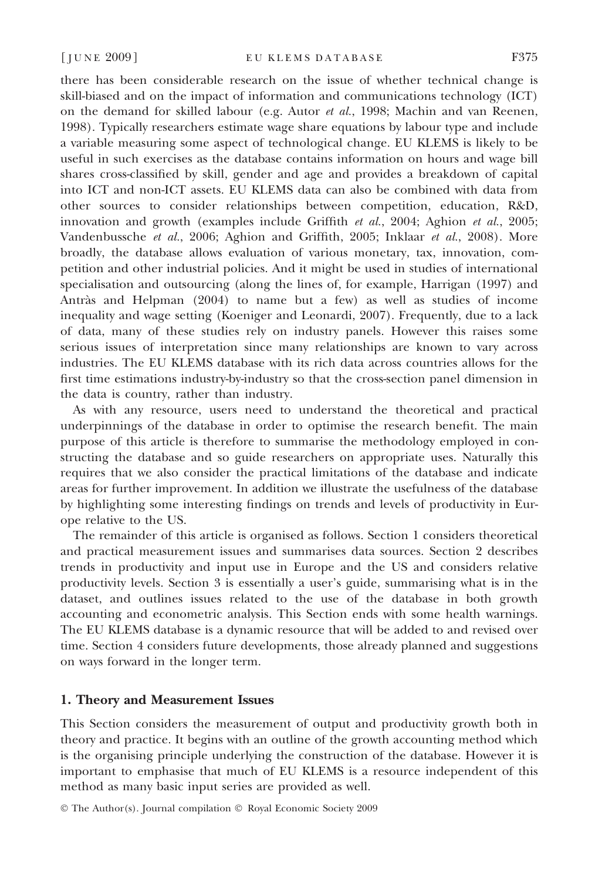there has been considerable research on the issue of whether technical change is skill-biased and on the impact of information and communications technology (ICT) on the demand for skilled labour (e.g. Autor *et al.*, 1998; Machin and van Reenen, 1998). Typically researchers estimate wage share equations by labour type and include a variable measuring some aspect of technological change. EU KLEMS is likely to be useful in such exercises as the database contains information on hours and wage bill shares cross-classified by skill, gender and age and provides a breakdown of capital into ICT and non-ICT assets. EU KLEMS data can also be combined with data from other sources to consider relationships between competition, education, R&D, innovation and growth (examples include Griffith *et al.*, 2004; Aghion *et al.*, 2005; Vandenbussche *et al.*, 2006; Aghion and Griffith, 2005; Inklaar *et al.*, 2008). More broadly, the database allows evaluation of various monetary, tax, innovation, competition and other industrial policies. And it might be used in studies of international specialisation and outsourcing (along the lines of, for example, Harrigan (1997) and Antràs and Helpman (2004) to name but a few) as well as studies of income inequality and wage setting (Koeniger and Leonardi, 2007). Frequently, due to a lack of data, many of these studies rely on industry panels. However this raises some serious issues of interpretation since many relationships are known to vary across industries. The EU KLEMS database with its rich data across countries allows for the first time estimations industry-by-industry so that the cross-section panel dimension in the data is country, rather than industry.

As with any resource, users need to understand the theoretical and practical underpinnings of the database in order to optimise the research benefit. The main purpose of this article is therefore to summarise the methodology employed in constructing the database and so guide researchers on appropriate uses. Naturally this requires that we also consider the practical limitations of the database and indicate areas for further improvement. In addition we illustrate the usefulness of the database by highlighting some interesting findings on trends and levels of productivity in Europe relative to the US.

The remainder of this article is organised as follows. Section 1 considers theoretical and practical measurement issues and summarises data sources. Section 2 describes trends in productivity and input use in Europe and the US and considers relative productivity levels. Section 3 is essentially a user's guide, summarising what is in the dataset, and outlines issues related to the use of the database in both growth accounting and econometric analysis. This Section ends with some health warnings. The EU KLEMS database is a dynamic resource that will be added to and revised over time. Section 4 considers future developments, those already planned and suggestions on ways forward in the longer term.

## 1. Theory and Measurement Issues

This Section considers the measurement of output and productivity growth both in theory and practice. It begins with an outline of the growth accounting method which is the organising principle underlying the construction of the database. However it is important to emphasise that much of EU KLEMS is a resource independent of this method as many basic input series are provided as well.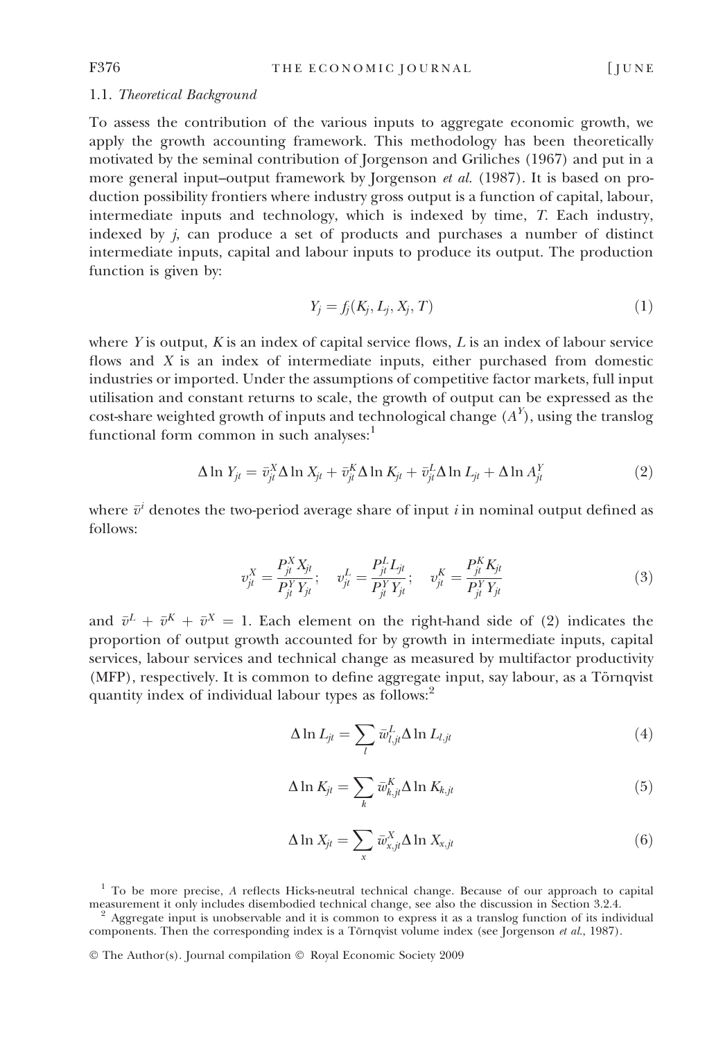### 1.1. *Theoretical Background*

To assess the contribution of the various inputs to aggregate economic growth, we apply the growth accounting framework. This methodology has been theoretically motivated by the seminal contribution of Jorgenson and Griliches (1967) and put in a more general input–output framework by Jorgenson *et al.* (1987). It is based on production possibility frontiers where industry gross output is a function of capital, labour, intermediate inputs and technology, which is indexed by time, $T$. Each industry, indexed by $j$, can produce a set of products and purchases a number of distinct intermediate inputs, capital and labour inputs to produce its output. The production function is given by:

$$Y_j = f_j(K_j, L_j, X_j, T) \tag{1}$$

where $Y$ is output, $K$ is an index of capital service flows, $L$ is an index of labour service flows and $X$ is an index of intermediate inputs, either purchased from domestic industries or imported. Under the assumptions of competitive factor markets, full input utilisation and constant returns to scale, the growth of output can be expressed as the cost-share weighted growth of inputs and technological change ($A^Y$), using the translog functional form common in such analyses:[1]

$$\Delta \ln Y_{jt} = \bar{v}^X_{jt} \Delta \ln X_{jt} + \bar{v}^K_{jt} \Delta \ln K_{jt} + \bar{v}^L_{jt} \Delta \ln L_{jt} + \Delta \ln A^Y_{jt} \tag{2}$$

where $\bar{v}^i$ denotes the two-period average share of input $i$ in nominal output defined as follows:

$$v^X_{jt} = \frac{P^X_{jt} X_{jt}}{P^Y_{jt} Y_{jt}}; \quad v^L_{jt} = \frac{P^L_{jt} L_{jt}}{P^Y_{jt} Y_{jt}}; \quad v^K_{jt} = \frac{P^K_{jt} K_{jt}}{P^Y_{jt} Y_{jt}} \tag{3}$$

and $\bar{v}^L + \bar{v}^K + \bar{v}^X = 1$. Each element on the right-hand side of (2) indicates the proportion of output growth accounted for by growth in intermediate inputs, capital services, labour services and technical change as measured by multifactor productivity (MFP), respectively. It is common to define aggregate input, say labour, as a Törnqvist quantity index of individual labour types as follows:[2]

$$\Delta \ln L_{jt} = \sum_l \bar{w}^L_{l,jt} \Delta \ln L_{l,jt} \tag{4}$$

$$\Delta \ln K_{jt} = \sum_k \bar{w}^K_{k,jt} \Delta \ln K_{k,jt} \tag{5}$$

$$\Delta \ln X_{jt} = \sum_x \bar{w}^X_{x,jt} \Delta \ln X_{x,jt} \tag{6}$$

[1] To be more precise, $A$ reflects Hicks-neutral technical change. Because of our approach to capital measurement it only includes disembodied technical change, see also the discussion in Section 3.2.4.

[2] Aggregate input is unobservable and it is common to express it as a translog function of its individual components. Then the corresponding index is a Törnqvist volume index (see Jorgenson *et al.*, 1987).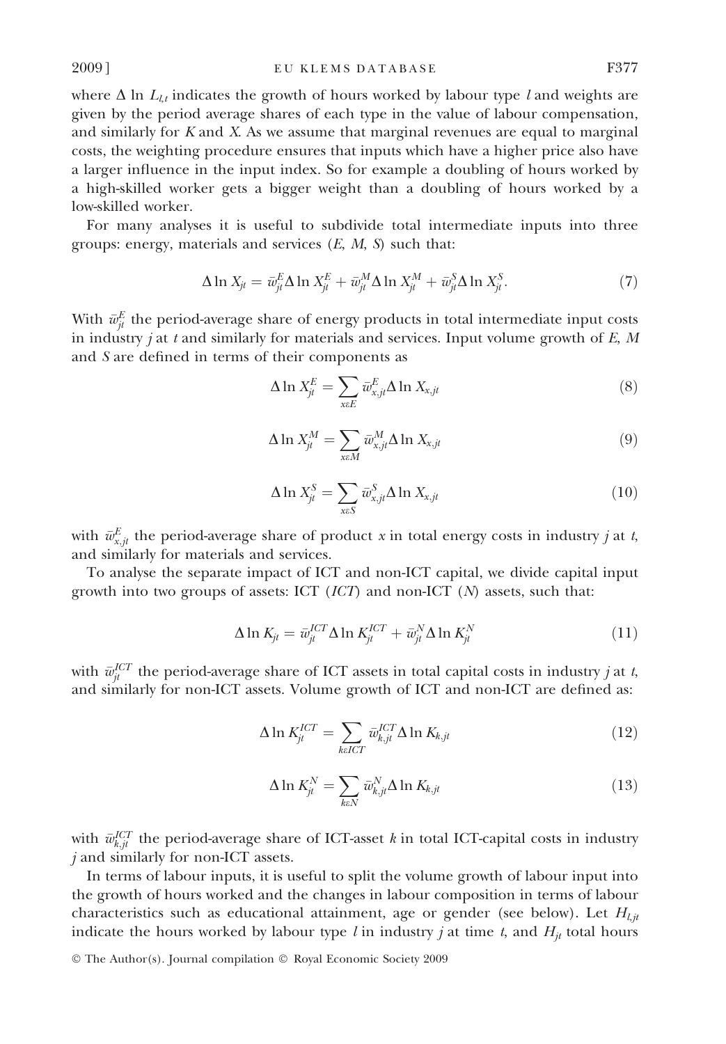where $\Delta \ln L_{l,t}$ indicates the growth of hours worked by labour type $l$ and weights are given by the period average shares of each type in the value of labour compensation, and similarly for $K$ and $X$. As we assume that marginal revenues are equal to marginal costs, the weighting procedure ensures that inputs which have a higher price also have a larger influence in the input index. So for example a doubling of hours worked by a high-skilled worker gets a bigger weight than a doubling of hours worked by a low-skilled worker.

For many analyses it is useful to subdivide total intermediate inputs into three groups: energy, materials and services ($E$, $M$, $S$) such that:

$$\Delta \ln X_{jt} = \bar{w}^E_{jt} \Delta \ln X^E_{jt} + \bar{w}^M_{jt} \Delta \ln X^M_{jt} + \bar{w}^S_{jt} \Delta \ln X^S_{jt}. \tag{7}$$

With $\bar{w}^E_{jt}$ the period-average share of energy products in total intermediate input costs in industry $j$ at $t$ and similarly for materials and services. Input volume growth of $E$, $M$ and $S$ are defined in terms of their components as

$$\Delta \ln X^E_{jt} = \sum_{x \varepsilon E} \bar{w}^E_{x,jt} \Delta \ln X_{x,jt} \tag{8}$$

$$\Delta \ln X^M_{jt} = \sum_{x \varepsilon M} \bar{w}^M_{x,jt} \Delta \ln X_{x,jt} \tag{9}$$

$$\Delta \ln X^S_{jt} = \sum_{x \varepsilon S} \bar{w}^S_{x,jt} \Delta \ln X_{x,jt} \tag{10}$$

with $\bar{w}^E_{x,jt}$ the period-average share of product $x$ in total energy costs in industry $j$ at $t$, and similarly for materials and services.

To analyse the separate impact of ICT and non-ICT capital, we divide capital input growth into two groups of assets: ICT ($ICT$) and non-ICT ($N$) assets, such that:

$$\Delta \ln K_{jt} = \bar{w}^{ICT}_{jt} \Delta \ln K^{ICT}_{jt} + \bar{w}^N_{jt} \Delta \ln K^N_{jt} \tag{11}$$

with $\bar{w}^{ICT}_{jt}$ the period-average share of ICT assets in total capital costs in industry $j$ at $t$, and similarly for non-ICT assets. Volume growth of ICT and non-ICT are defined as:

$$\Delta \ln K^{ICT}_{jt} = \sum_{k \varepsilon ICT} \bar{w}^{ICT}_{k,jt} \Delta \ln K_{k,jt} \tag{12}$$

$$\Delta \ln K^N_{jt} = \sum_{k \varepsilon N} \bar{w}^N_{k,jt} \Delta \ln K_{k,jt} \tag{13}$$

with $\bar{w}^{ICT}_{k,jt}$ the period-average share of ICT-asset $k$ in total ICT-capital costs in industry $j$ and similarly for non-ICT assets.

In terms of labour inputs, it is useful to split the volume growth of labour input into the growth of hours worked and the changes in labour composition in terms of labour characteristics such as educational attainment, age or gender (see below). Let $H_{l,jt}$ indicate the hours worked by labour type $l$ in industry $j$ at time $t$, and $H_{jt}$ total hours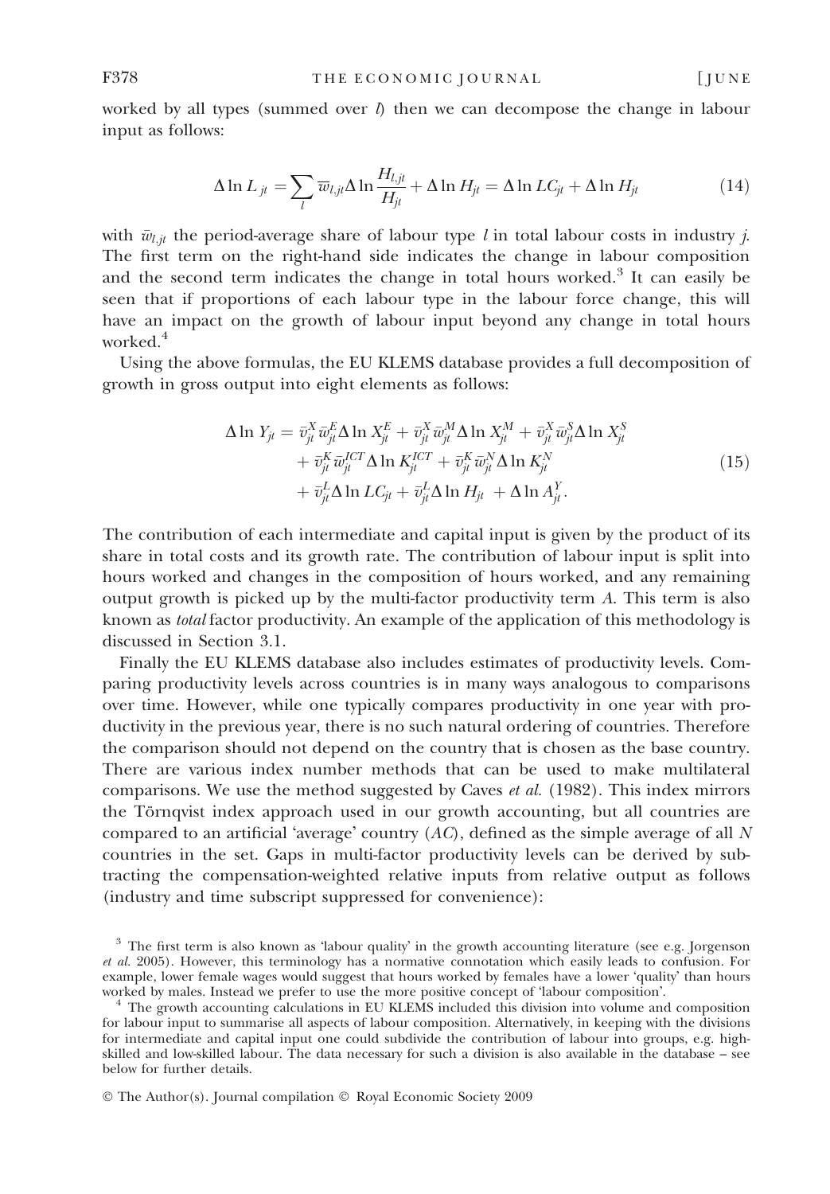worked by all types (summed over $l$) then we can decompose the change in labour input as follows:

$$\Delta \ln L_{jt} = \sum_l \overline{w}_{l,jt} \Delta \ln \frac{H_{l,jt}}{H_{jt}} + \Delta \ln H_{jt} = \Delta \ln LC_{jt} + \Delta \ln H_{jt} \tag{14}$$

with $\bar{w}_{l,jt}$ the period-average share of labour type $l$ in total labour costs in industry $j$. The first term on the right-hand side indicates the change in labour composition and the second term indicates the change in total hours worked.[3] It can easily be seen that if proportions of each labour type in the labour force change, this will have an impact on the growth of labour input beyond any change in total hours worked.[4]

Using the above formulas, the EU KLEMS database provides a full decomposition of growth in gross output into eight elements as follows:

$$\begin{aligned}\Delta \ln Y_{jt} = {} & \bar{v}^X_{jt} \bar{w}^E_{jt} \Delta \ln X^E_{jt} + \bar{v}^X_{jt} \bar{w}^M_{jt} \Delta \ln X^M_{jt} + \bar{v}^X_{jt} \bar{w}^S_{jt} \Delta \ln X^S_{jt} \\ & + \bar{v}^K_{jt} \bar{w}^{ICT}_{jt} \Delta \ln K^{ICT}_{jt} + \bar{v}^K_{jt} \bar{w}^N_{jt} \Delta \ln K^N_{jt} \\ & + \bar{v}^L_{jt} \Delta \ln LC_{jt} + \bar{v}^L_{jt} \Delta \ln H_{jt} + \Delta \ln A^Y_{jt}.\end{aligned} \tag{15}$$

The contribution of each intermediate and capital input is given by the product of its share in total costs and its growth rate. The contribution of labour input is split into hours worked and changes in the composition of hours worked, and any remaining output growth is picked up by the multi-factor productivity term $A$. This term is also known as *total* factor productivity. An example of the application of this methodology is discussed in Section 3.1.

Finally the EU KLEMS database also includes estimates of productivity levels. Comparing productivity levels across countries is in many ways analogous to comparisons over time. However, while one typically compares productivity in one year with productivity in the previous year, there is no such natural ordering of countries. Therefore the comparison should not depend on the country that is chosen as the base country. There are various index number methods that can be used to make multilateral comparisons. We use the method suggested by Caves *et al.* (1982). This index mirrors the Törnqvist index approach used in our growth accounting, but all countries are compared to an artificial 'average' country ($AC$), defined as the simple average of all $N$ countries in the set. Gaps in multi-factor productivity levels can be derived by subtracting the compensation-weighted relative inputs from relative output as follows (industry and time subscript suppressed for convenience):

[3] The first term is also known as 'labour quality' in the growth accounting literature (see e.g. Jorgenson *et al.* 2005). However, this terminology has a normative connotation which easily leads to confusion. For example, lower female wages would suggest that hours worked by females have a lower 'quality' than hours worked by males. Instead we prefer to use the more positive concept of 'labour composition'.

[4] The growth accounting calculations in EU KLEMS included this division into volume and composition for labour input to summarise all aspects of labour composition. Alternatively, in keeping with the divisions for intermediate and capital input one could subdivide the contribution of labour into groups, e.g. high-skilled and low-skilled labour. The data necessary for such a division is also available in the database – see below for further details.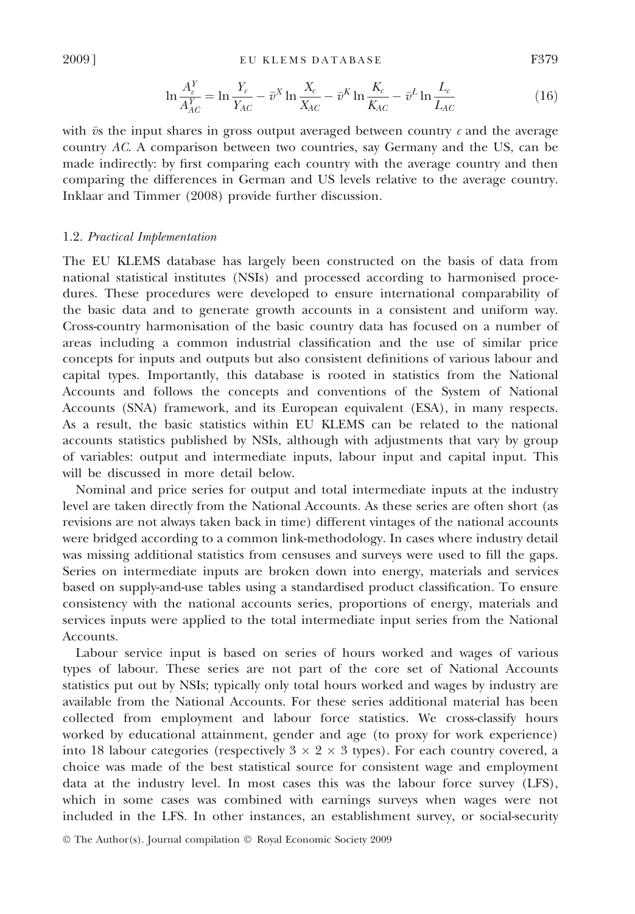$$\ln \frac{A_c^Y}{A_{AC}^Y} = \ln \frac{Y_c}{Y_{AC}} - \bar{v}^X \ln \frac{X_c}{X_{AC}} - \bar{v}^K \ln \frac{K_c}{K_{AC}} - \bar{v}^L \ln \frac{L_c}{L_{AC}} \tag{16}$$

with $\bar{v}$s the input shares in gross output averaged between country $c$ and the average country $AC$. A comparison between two countries, say Germany and the US, can be made indirectly: by first comparing each country with the average country and then comparing the differences in German and US levels relative to the average country. Inklaar and Timmer (2008) provide further discussion.

### 1.2. *Practical Implementation*

The EU KLEMS database has largely been constructed on the basis of data from national statistical institutes (NSIs) and processed according to harmonised procedures. These procedures were developed to ensure international comparability of the basic data and to generate growth accounts in a consistent and uniform way. Cross-country harmonisation of the basic country data has focused on a number of areas including a common industrial classification and the use of similar price concepts for inputs and outputs but also consistent definitions of various labour and capital types. Importantly, this database is rooted in statistics from the National Accounts and follows the concepts and conventions of the System of National Accounts (SNA) framework, and its European equivalent (ESA), in many respects. As a result, the basic statistics within EU KLEMS can be related to the national accounts statistics published by NSIs, although with adjustments that vary by group of variables: output and intermediate inputs, labour input and capital input. This will be discussed in more detail below.

Nominal and price series for output and total intermediate inputs at the industry level are taken directly from the National Accounts. As these series are often short (as revisions are not always taken back in time) different vintages of the national accounts were bridged according to a common link-methodology. In cases where industry detail was missing additional statistics from censuses and surveys were used to fill the gaps. Series on intermediate inputs are broken down into energy, materials and services based on supply-and-use tables using a standardised product classification. To ensure consistency with the national accounts series, proportions of energy, materials and services inputs were applied to the total intermediate input series from the National Accounts.

Labour service input is based on series of hours worked and wages of various types of labour. These series are not part of the core set of National Accounts statistics put out by NSIs; typically only total hours worked and wages by industry are available from the National Accounts. For these series additional material has been collected from employment and labour force statistics. We cross-classify hours worked by educational attainment, gender and age (to proxy for work experience) into 18 labour categories (respectively $3 \times 2 \times 3$ types). For each country covered, a choice was made of the best statistical source for consistent wage and employment data at the industry level. In most cases this was the labour force survey (LFS), which in some cases was combined with earnings surveys when wages were not included in the LFS. In other instances, an establishment survey, or social-security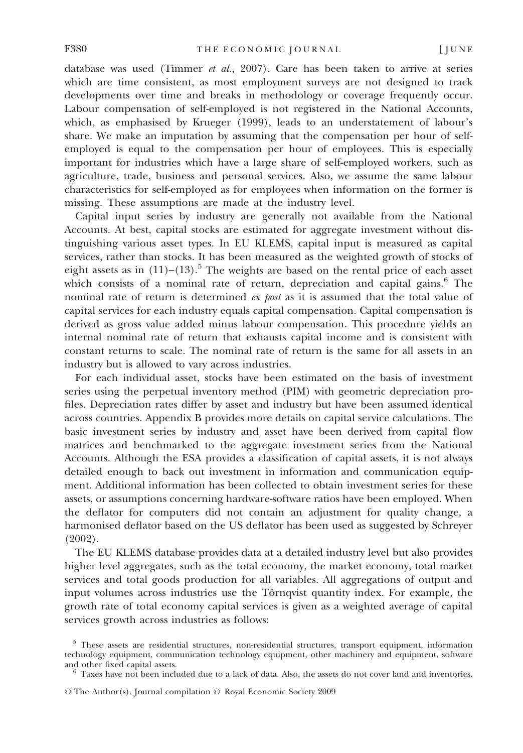database was used (Timmer *et al.*, 2007). Care has been taken to arrive at series which are time consistent, as most employment surveys are not designed to track developments over time and breaks in methodology or coverage frequently occur. Labour compensation of self-employed is not registered in the National Accounts, which, as emphasised by Krueger (1999), leads to an understatement of labour's share. We make an imputation by assuming that the compensation per hour of self-employed is equal to the compensation per hour of employees. This is especially important for industries which have a large share of self-employed workers, such as agriculture, trade, business and personal services. Also, we assume the same labour characteristics for self-employed as for employees when information on the former is missing. These assumptions are made at the industry level.

Capital input series by industry are generally not available from the National Accounts. At best, capital stocks are estimated for aggregate investment without distinguishing various asset types. In EU KLEMS, capital input is measured as capital services, rather than stocks. It has been measured as the weighted growth of stocks of eight assets as in (11)–(13).[5] The weights are based on the rental price of each asset which consists of a nominal rate of return, depreciation and capital gains.[6] The nominal rate of return is determined *ex post* as it is assumed that the total value of capital services for each industry equals capital compensation. Capital compensation is derived as gross value added minus labour compensation. This procedure yields an internal nominal rate of return that exhausts capital income and is consistent with constant returns to scale. The nominal rate of return is the same for all assets in an industry but is allowed to vary across industries.

For each individual asset, stocks have been estimated on the basis of investment series using the perpetual inventory method (PIM) with geometric depreciation profiles. Depreciation rates differ by asset and industry but have been assumed identical across countries. Appendix B provides more details on capital service calculations. The basic investment series by industry and asset have been derived from capital flow matrices and benchmarked to the aggregate investment series from the National Accounts. Although the ESA provides a classification of capital assets, it is not always detailed enough to back out investment in information and communication equipment. Additional information has been collected to obtain investment series for these assets, or assumptions concerning hardware-software ratios have been employed. When the deflator for computers did not contain an adjustment for quality change, a harmonised deflator based on the US deflator has been used as suggested by Schreyer (2002).

The EU KLEMS database provides data at a detailed industry level but also provides higher level aggregates, such as the total economy, the market economy, total market services and total goods production for all variables. All aggregations of output and input volumes across industries use the Törnqvist quantity index. For example, the growth rate of total economy capital services is given as a weighted average of capital services growth across industries as follows:

[5] These assets are residential structures, non-residential structures, transport equipment, information technology equipment, communication technology equipment, other machinery and equipment, software and other fixed capital assets.

[6] Taxes have not been included due to a lack of data. Also, the assets do not cover land and inventories.

© The Author(s). Journal compilation © Royal Economic Society 2009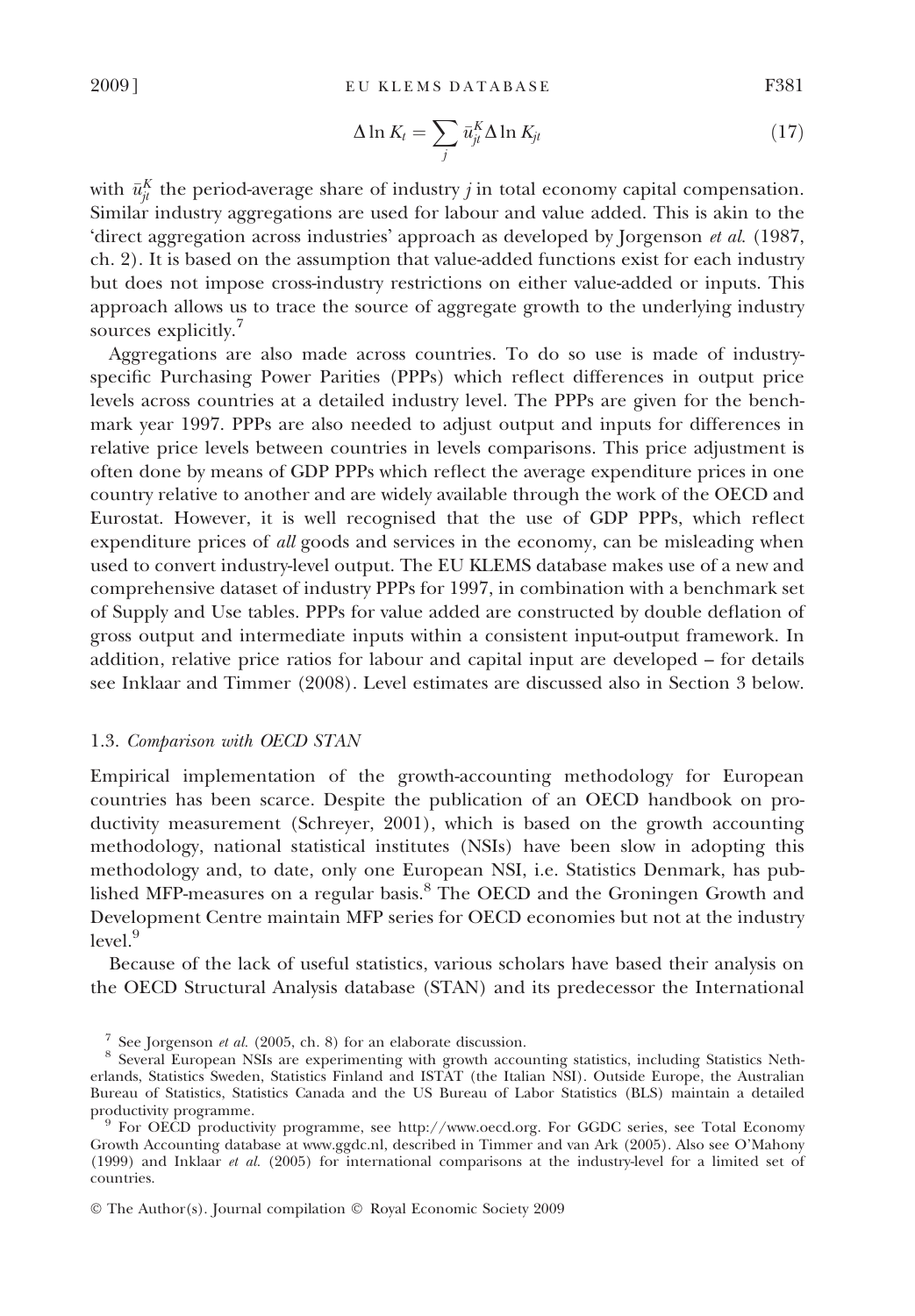$$\Delta \ln K_t = \sum_j \bar{u}_{jt}^K \Delta \ln K_{jt} \tag{17}$$

with $\bar{u}_{jt}^K$ the period-average share of industry $j$ in total economy capital compensation. Similar industry aggregations are used for labour and value added. This is akin to the 'direct aggregation across industries' approach as developed by Jorgenson *et al.* (1987, ch. 2). It is based on the assumption that value-added functions exist for each industry but does not impose cross-industry restrictions on either value-added or inputs. This approach allows us to trace the source of aggregate growth to the underlying industry sources explicitly.[7]

Aggregations are also made across countries. To do so use is made of industry-specific Purchasing Power Parities (PPPs) which reflect differences in output price levels across countries at a detailed industry level. The PPPs are given for the benchmark year 1997. PPPs are also needed to adjust output and inputs for differences in relative price levels between countries in levels comparisons. This price adjustment is often done by means of GDP PPPs which reflect the average expenditure prices in one country relative to another and are widely available through the work of the OECD and Eurostat. However, it is well recognised that the use of GDP PPPs, which reflect expenditure prices of *all* goods and services in the economy, can be misleading when used to convert industry-level output. The EU KLEMS database makes use of a new and comprehensive dataset of industry PPPs for 1997, in combination with a benchmark set of Supply and Use tables. PPPs for value added are constructed by double deflation of gross output and intermediate inputs within a consistent input-output framework. In addition, relative price ratios for labour and capital input are developed – for details see Inklaar and Timmer (2008). Level estimates are discussed also in Section 3 below.

### 1.3. *Comparison with OECD STAN*

Empirical implementation of the growth-accounting methodology for European countries has been scarce. Despite the publication of an OECD handbook on productivity measurement (Schreyer, 2001), which is based on the growth accounting methodology, national statistical institutes (NSIs) have been slow in adopting this methodology and, to date, only one European NSI, i.e. Statistics Denmark, has published MFP-measures on a regular basis.[8] The OECD and the Groningen Growth and Development Centre maintain MFP series for OECD economies but not at the industry level.[9]

Because of the lack of useful statistics, various scholars have based their analysis on the OECD Structural Analysis database (STAN) and its predecessor the International

---

[7] See Jorgenson *et al.* (2005, ch. 8) for an elaborate discussion.

[8] Several European NSIs are experimenting with growth accounting statistics, including Statistics Netherlands, Statistics Sweden, Statistics Finland and ISTAT (the Italian NSI). Outside Europe, the Australian Bureau of Statistics, Statistics Canada and the US Bureau of Labor Statistics (BLS) maintain a detailed productivity programme.

[9] For OECD productivity programme, see http://www.oecd.org. For GGDC series, see Total Economy Growth Accounting database at www.ggdc.nl, described in Timmer and van Ark (2005). Also see O'Mahony (1999) and Inklaar *et al.* (2005) for international comparisons at the industry-level for a limited set of countries.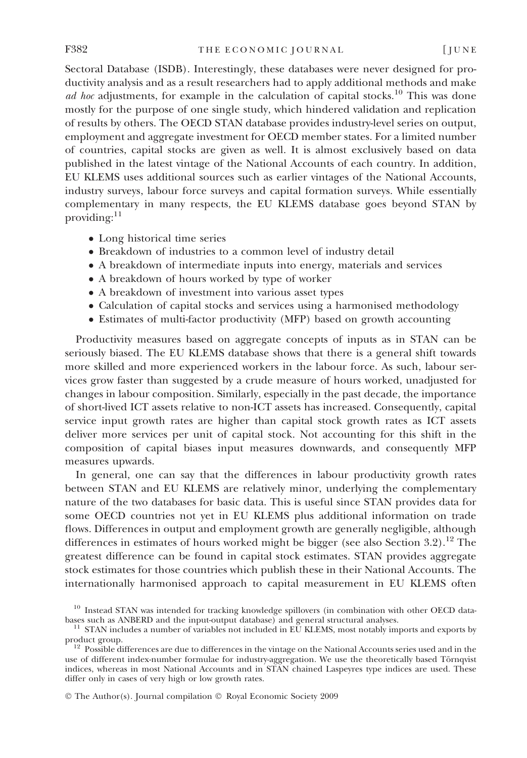Sectoral Database (ISDB). Interestingly, these databases were never designed for productivity analysis and as a result researchers had to apply additional methods and make *ad hoc* adjustments, for example in the calculation of capital stocks.[10] This was done mostly for the purpose of one single study, which hindered validation and replication of results by others. The OECD STAN database provides industry-level series on output, employment and aggregate investment for OECD member states. For a limited number of countries, capital stocks are given as well. It is almost exclusively based on data published in the latest vintage of the National Accounts of each country. In addition, EU KLEMS uses additional sources such as earlier vintages of the National Accounts, industry surveys, labour force surveys and capital formation surveys. While essentially complementary in many respects, the EU KLEMS database goes beyond STAN by providing:[11]

- Long historical time series
- Breakdown of industries to a common level of industry detail
- A breakdown of intermediate inputs into energy, materials and services
- A breakdown of hours worked by type of worker
- A breakdown of investment into various asset types
- Calculation of capital stocks and services using a harmonised methodology
- Estimates of multi-factor productivity (MFP) based on growth accounting

Productivity measures based on aggregate concepts of inputs as in STAN can be seriously biased. The EU KLEMS database shows that there is a general shift towards more skilled and more experienced workers in the labour force. As such, labour services grow faster than suggested by a crude measure of hours worked, unadjusted for changes in labour composition. Similarly, especially in the past decade, the importance of short-lived ICT assets relative to non-ICT assets has increased. Consequently, capital service input growth rates are higher than capital stock growth rates as ICT assets deliver more services per unit of capital stock. Not accounting for this shift in the composition of capital biases input measures downwards, and consequently MFP measures upwards.

In general, one can say that the differences in labour productivity growth rates between STAN and EU KLEMS are relatively minor, underlying the complementary nature of the two databases for basic data. This is useful since STAN provides data for some OECD countries not yet in EU KLEMS plus additional information on trade flows. Differences in output and employment growth are generally negligible, although differences in estimates of hours worked might be bigger (see also Section 3.2).[12] The greatest difference can be found in capital stock estimates. STAN provides aggregate stock estimates for those countries which publish these in their National Accounts. The internationally harmonised approach to capital measurement in EU KLEMS often

[10] Instead STAN was intended for tracking knowledge spillovers (in combination with other OECD databases such as ANBERD and the input-output database) and general structural analyses.

[11] STAN includes a number of variables not included in EU KLEMS, most notably imports and exports by product group.

[12] Possible differences are due to differences in the vintage on the National Accounts series used and in the use of different index-number formulae for industry-aggregation. We use the theoretically based Törnqvist indices, whereas in most National Accounts and in STAN chained Laspeyres type indices are used. These differ only in cases of very high or low growth rates.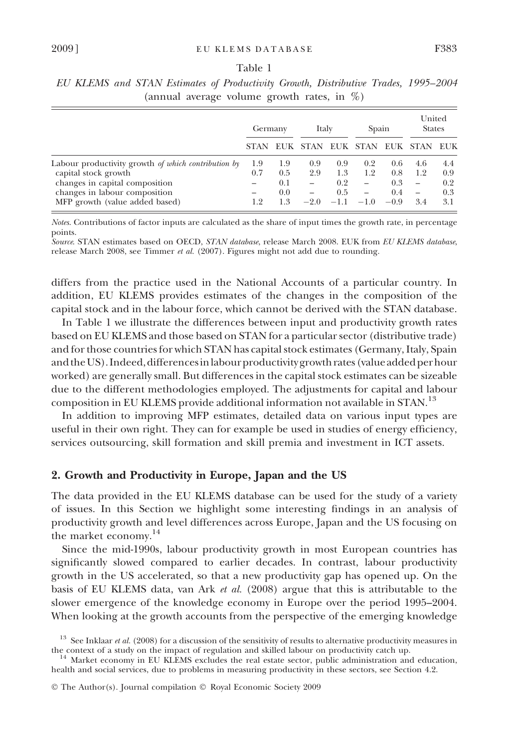Table 1

*EU KLEMS and STAN Estimates of Productivity Growth, Distributive Trades, 1995–2004*
(annual average volume growth rates, in %)

| | Germany | | Italy | | Spain | | United States | |
|---|---|---|---|---|---|---|---|---|
| | STAN | EUK | STAN | EUK | STAN | EUK | STAN | EUK |
| Labour productivity growth *of which contribution by* | 1.9 | 1.9 | 0.9 | 0.9 | 0.2 | 0.6 | 4.6 | 4.4 |
| capital stock growth | 0.7 | 0.5 | 2.9 | 1.3 | 1.2 | 0.8 | 1.2 | 0.9 |
| changes in capital composition | – | 0.1 | – | 0.2 | – | 0.3 | – | 0.2 |
| changes in labour composition | – | 0.0 | – | 0.5 | – | 0.4 | – | 0.3 |
| MFP growth (value added based) | 1.2 | 1.3 | −2.0 | −1.1 | −1.0 | −0.9 | 3.4 | 3.1 |

*Notes.* Contributions of factor inputs are calculated as the share of input times the growth rate, in percentage points.
*Source.* STAN estimates based on OECD, *STAN database*, release March 2008. EUK from *EU KLEMS database*, release March 2008, see Timmer *et al.* (2007). Figures might not add due to rounding.

differs from the practice used in the National Accounts of a particular country. In addition, EU KLEMS provides estimates of the changes in the composition of the capital stock and in the labour force, which cannot be derived with the STAN database.

In Table 1 we illustrate the differences between input and productivity growth rates based on EU KLEMS and those based on STAN for a particular sector (distributive trade) and for those countries for which STAN has capital stock estimates (Germany, Italy, Spain and the US). Indeed, differences in labour productivity growth rates (value added per hour worked) are generally small. But differences in the capital stock estimates can be sizeable due to the different methodologies employed. The adjustments for capital and labour composition in EU KLEMS provide additional information not available in STAN.[13]

In addition to improving MFP estimates, detailed data on various input types are useful in their own right. They can for example be used in studies of energy efficiency, services outsourcing, skill formation and skill premia and investment in ICT assets.

## 2. Growth and Productivity in Europe, Japan and the US

The data provided in the EU KLEMS database can be used for the study of a variety of issues. In this Section we highlight some interesting findings in an analysis of productivity growth and level differences across Europe, Japan and the US focusing on the market economy.[14]

Since the mid-1990s, labour productivity growth in most European countries has significantly slowed compared to earlier decades. In contrast, labour productivity growth in the US accelerated, so that a new productivity gap has opened up. On the basis of EU KLEMS data, van Ark *et al.* (2008) argue that this is attributable to the slower emergence of the knowledge economy in Europe over the period 1995–2004. When looking at the growth accounts from the perspective of the emerging knowledge

[13] See Inklaar *et al.* (2008) for a discussion of the sensitivity of results to alternative productivity measures in the context of a study on the impact of regulation and skilled labour on productivity catch up.

[14] Market economy in EU KLEMS excludes the real estate sector, public administration and education, health and social services, due to problems in measuring productivity in these sectors, see Section 4.2.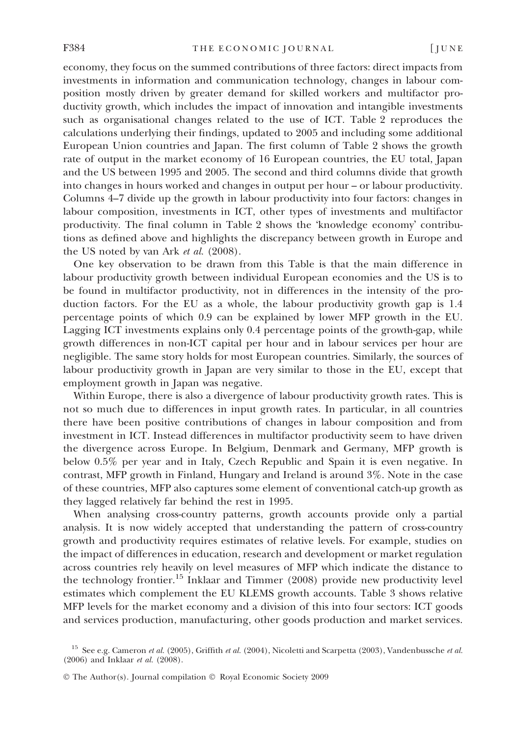economy, they focus on the summed contributions of three factors: direct impacts from investments in information and communication technology, changes in labour composition mostly driven by greater demand for skilled workers and multifactor productivity growth, which includes the impact of innovation and intangible investments such as organisational changes related to the use of ICT. Table 2 reproduces the calculations underlying their findings, updated to 2005 and including some additional European Union countries and Japan. The first column of Table 2 shows the growth rate of output in the market economy of 16 European countries, the EU total, Japan and the US between 1995 and 2005. The second and third columns divide that growth into changes in hours worked and changes in output per hour – or labour productivity. Columns 4–7 divide up the growth in labour productivity into four factors: changes in labour composition, investments in ICT, other types of investments and multifactor productivity. The final column in Table 2 shows the 'knowledge economy' contributions as defined above and highlights the discrepancy between growth in Europe and the US noted by van Ark *et al.* (2008).

One key observation to be drawn from this Table is that the main difference in labour productivity growth between individual European economies and the US is to be found in multifactor productivity, not in differences in the intensity of the production factors. For the EU as a whole, the labour productivity growth gap is 1.4 percentage points of which 0.9 can be explained by lower MFP growth in the EU. Lagging ICT investments explains only 0.4 percentage points of the growth-gap, while growth differences in non-ICT capital per hour and in labour services per hour are negligible. The same story holds for most European countries. Similarly, the sources of labour productivity growth in Japan are very similar to those in the EU, except that employment growth in Japan was negative.

Within Europe, there is also a divergence of labour productivity growth rates. This is not so much due to differences in input growth rates. In particular, in all countries there have been positive contributions of changes in labour composition and from investment in ICT. Instead differences in multifactor productivity seem to have driven the divergence across Europe. In Belgium, Denmark and Germany, MFP growth is below 0.5% per year and in Italy, Czech Republic and Spain it is even negative. In contrast, MFP growth in Finland, Hungary and Ireland is around 3%. Note in the case of these countries, MFP also captures some element of conventional catch-up growth as they lagged relatively far behind the rest in 1995.

When analysing cross-country patterns, growth accounts provide only a partial analysis. It is now widely accepted that understanding the pattern of cross-country growth and productivity requires estimates of relative levels. For example, studies on the impact of differences in education, research and development or market regulation across countries rely heavily on level measures of MFP which indicate the distance to the technology frontier.[15] Inklaar and Timmer (2008) provide new productivity level estimates which complement the EU KLEMS growth accounts. Table 3 shows relative MFP levels for the market economy and a division of this into four sectors: ICT goods and services production, manufacturing, other goods production and market services.

[15] See e.g. Cameron *et al.* (2005), Griffith *et al.* (2004), Nicoletti and Scarpetta (2003), Vandenbussche *et al.* (2006) and Inklaar *et al.* (2008).

© The Author(s). Journal compilation © Royal Economic Society 2009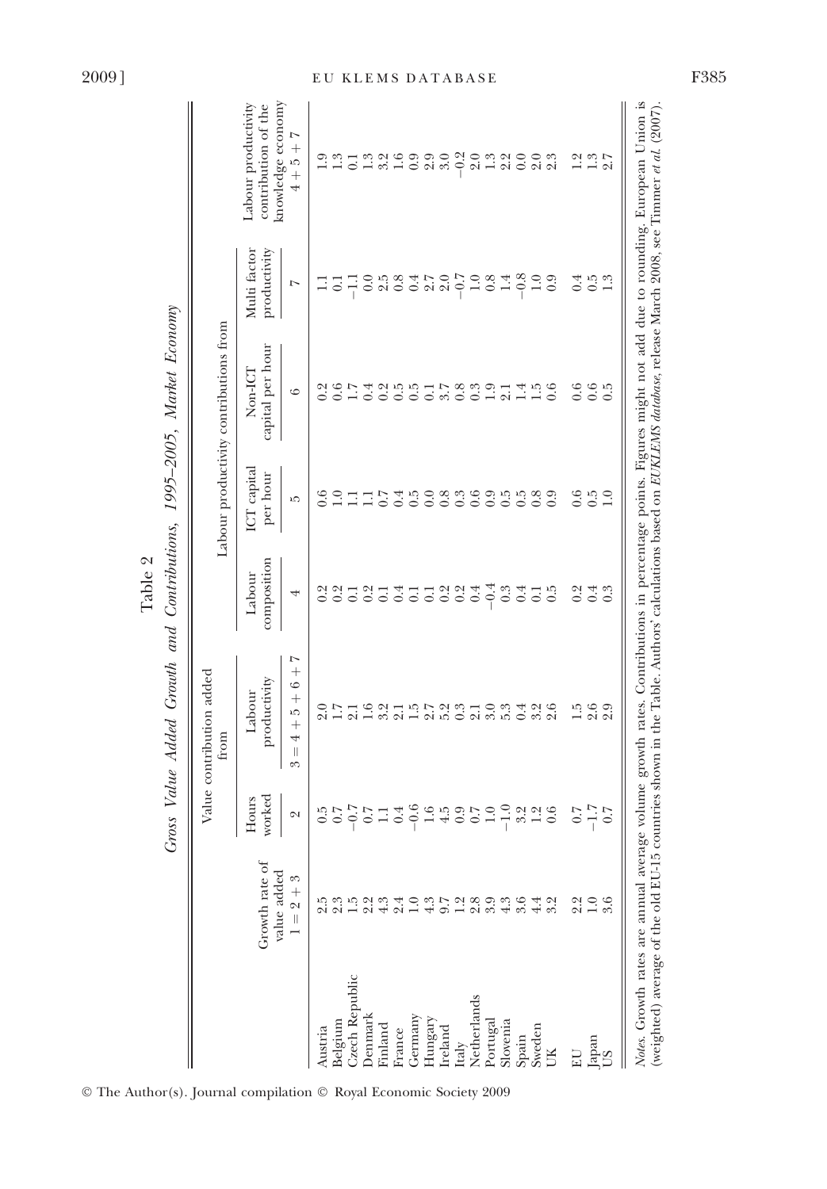Table 2

*Gross Value Added Growth and Contributions, 1995–2005, Market Economy*

| | Growth rate of value added | Value contribution added from | | Labour productivity contributions from | | | | Labour productivity contribution of the knowledge economy |
|---|---|---|---|---|---|---|---|---|
| | | Hours worked | Labour productivity | Labour composition | ICT capital per hour | Non-ICT capital per hour | Multi factor productivity | |
| | 1 = 2 + 3 | 2 | 3 = 4 + 5 + 6 + 7 | 4 | 5 | 6 | 7 | 4 + 5 + 7 |
| Austria | 2.5 | 0.5 | 2.0 | 0.2 | 0.6 | 0.2 | 1.1 | 1.9 |
| Belgium | 2.3 | 0.7 | 1.7 | 0.2 | 1.0 | 0.6 | 0.1 | 1.3 |
| Czech Republic | 1.5 | −0.7 | 2.1 | 0.1 | 1.1 | 1.7 | −1.1 | 0.1 |
| Denmark | 2.2 | 0.7 | 1.6 | 0.2 | 1.1 | 0.4 | 0.0 | 1.3 |
| Finland | 4.3 | 1.1 | 3.2 | 0.1 | 0.7 | 0.2 | 2.5 | 3.2 |
| France | 2.4 | 0.4 | 2.1 | 0.4 | 0.4 | 0.5 | 0.8 | 1.6 |
| Germany | 1.0 | −0.6 | 1.5 | 0.1 | 0.5 | 0.5 | 0.4 | 0.9 |
| Hungary | 4.3 | 1.6 | 2.7 | 0.1 | 0.0 | 0.1 | 2.7 | 2.9 |
| Ireland | 9.7 | 4.5 | 5.2 | 0.2 | 0.8 | 3.7 | 2.0 | 3.0 |
| Italy | 1.2 | 0.9 | 0.3 | 0.2 | 0.3 | 0.8 | −0.7 | −0.2 |
| Netherlands | 2.8 | 0.7 | 2.1 | 0.4 | 0.6 | 0.3 | 1.0 | 2.0 |
| Portugal | 3.9 | 1.0 | 3.0 | −0.4 | 0.9 | 1.9 | 0.8 | 1.3 |
| Slovenia | 4.3 | −1.0 | 5.3 | 0.3 | 0.5 | 2.1 | 1.4 | 2.2 |
| Spain | 3.6 | 3.2 | 0.4 | 0.4 | 0.5 | 1.4 | −0.8 | 0.0 |
| Sweden | 4.4 | 1.2 | 3.2 | 0.1 | 0.8 | 1.5 | 1.0 | 2.0 |
| UK | 3.2 | 0.6 | 2.6 | 0.5 | 0.9 | 0.6 | 0.9 | 2.3 |
| EU | 2.2 | 0.7 | 1.5 | 0.2 | 0.6 | 0.6 | 0.4 | 1.2 |
| Japan | 1.0 | −1.7 | 2.6 | 0.4 | 0.5 | 0.6 | 0.5 | 1.3 |
| US | 3.6 | 0.7 | 2.9 | 0.3 | 1.0 | 0.5 | 1.3 | 2.7 |

*Notes.* Growth rates are annual average volume growth rates. Contributions in percentage points. Figures might not add due to rounding. European Union is (weighted) average of the old EU-15 countries shown in the Table. Authors' calculations based on *EUKLEMS database*, release March 2008, see Timmer *et al.* (2007).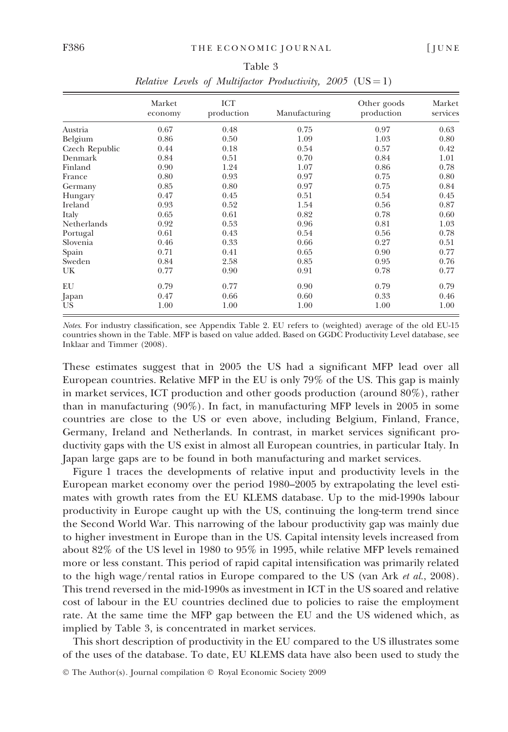Table 3

*Relative Levels of Multifactor Productivity, 2005 (US = 1)*

| | Market economy | ICT production | Manufacturing | Other goods production | Market services |
|---|---|---|---|---|---|
| Austria | 0.67 | 0.48 | 0.75 | 0.97 | 0.63 |
| Belgium | 0.86 | 0.50 | 1.09 | 1.03 | 0.80 |
| Czech Republic | 0.44 | 0.18 | 0.54 | 0.57 | 0.42 |
| Denmark | 0.84 | 0.51 | 0.70 | 0.84 | 1.01 |
| Finland | 0.90 | 1.24 | 1.07 | 0.86 | 0.78 |
| France | 0.80 | 0.93 | 0.97 | 0.75 | 0.80 |
| Germany | 0.85 | 0.80 | 0.97 | 0.75 | 0.84 |
| Hungary | 0.47 | 0.45 | 0.51 | 0.54 | 0.45 |
| Ireland | 0.93 | 0.52 | 1.54 | 0.56 | 0.87 |
| Italy | 0.65 | 0.61 | 0.82 | 0.78 | 0.60 |
| Netherlands | 0.92 | 0.53 | 0.96 | 0.81 | 1.03 |
| Portugal | 0.61 | 0.43 | 0.54 | 0.56 | 0.78 |
| Slovenia | 0.46 | 0.33 | 0.66 | 0.27 | 0.51 |
| Spain | 0.71 | 0.41 | 0.65 | 0.90 | 0.77 |
| Sweden | 0.84 | 2.58 | 0.85 | 0.95 | 0.76 |
| UK | 0.77 | 0.90 | 0.91 | 0.78 | 0.77 |
| EU | 0.79 | 0.77 | 0.90 | 0.79 | 0.79 |
| Japan | 0.47 | 0.66 | 0.60 | 0.33 | 0.46 |
| US | 1.00 | 1.00 | 1.00 | 1.00 | 1.00 |

*Notes*. For industry classification, see Appendix Table 2. EU refers to (weighted) average of the old EU-15 countries shown in the Table. MFP is based on value added. Based on GGDC Productivity Level database, see Inklaar and Timmer (2008).

These estimates suggest that in 2005 the US had a significant MFP lead over all European countries. Relative MFP in the EU is only 79% of the US. This gap is mainly in market services, ICT production and other goods production (around 80%), rather than in manufacturing (90%). In fact, in manufacturing MFP levels in 2005 in some countries are close to the US or even above, including Belgium, Finland, France, Germany, Ireland and Netherlands. In contrast, in market services significant productivity gaps with the US exist in almost all European countries, in particular Italy. In Japan large gaps are to be found in both manufacturing and market services.

Figure 1 traces the developments of relative input and productivity levels in the European market economy over the period 1980–2005 by extrapolating the level estimates with growth rates from the EU KLEMS database. Up to the mid-1990s labour productivity in Europe caught up with the US, continuing the long-term trend since the Second World War. This narrowing of the labour productivity gap was mainly due to higher investment in Europe than in the US. Capital intensity levels increased from about 82% of the US level in 1980 to 95% in 1995, while relative MFP levels remained more or less constant. This period of rapid capital intensification was primarily related to the high wage/rental ratios in Europe compared to the US (van Ark *et al.*, 2008). This trend reversed in the mid-1990s as investment in ICT in the US soared and relative cost of labour in the EU countries declined due to policies to raise the employment rate. At the same time the MFP gap between the EU and the US widened which, as implied by Table 3, is concentrated in market services.

This short description of productivity in the EU compared to the US illustrates some of the uses of the database. To date, EU KLEMS data have also been used to study the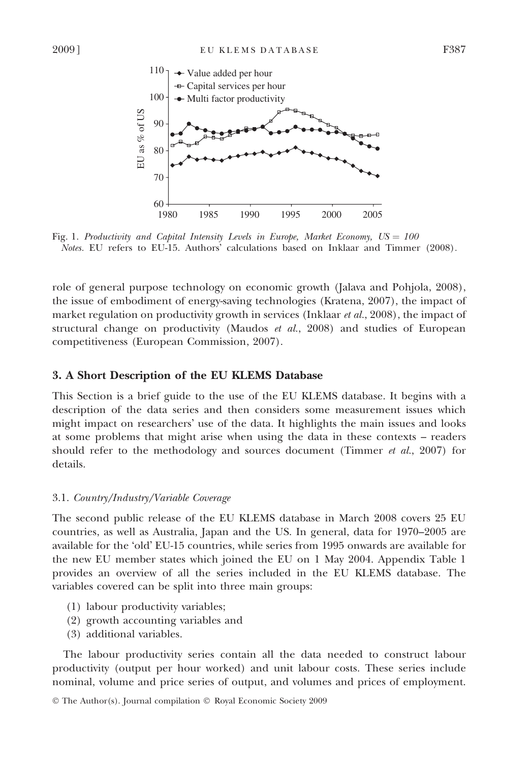Fig. 1. *Productivity and Capital Intensity Levels in Europe, Market Economy, US = 100*
*Notes.* EU refers to EU-15. Authors' calculations based on Inklaar and Timmer (2008).

role of general purpose technology on economic growth (Jalava and Pohjola, 2008), the issue of embodiment of energy-saving technologies (Kratena, 2007), the impact of market regulation on productivity growth in services (Inklaar *et al.*, 2008), the impact of structural change on productivity (Maudos *et al.*, 2008) and studies of European competitiveness (European Commission, 2007).

## 3. A Short Description of the EU KLEMS Database

This Section is a brief guide to the use of the EU KLEMS database. It begins with a description of the data series and then considers some measurement issues which might impact on researchers' use of the data. It highlights the main issues and looks at some problems that might arise when using the data in these contexts – readers should refer to the methodology and sources document (Timmer *et al.*, 2007) for details.

### 3.1. *Country/Industry/Variable Coverage*

The second public release of the EU KLEMS database in March 2008 covers 25 EU countries, as well as Australia, Japan and the US. In general, data for 1970–2005 are available for the 'old' EU-15 countries, while series from 1995 onwards are available for the new EU member states which joined the EU on 1 May 2004. Appendix Table 1 provides an overview of all the series included in the EU KLEMS database. The variables covered can be split into three main groups:

(1) labour productivity variables;
(2) growth accounting variables and
(3) additional variables.

The labour productivity series contain all the data needed to construct labour productivity (output per hour worked) and unit labour costs. These series include nominal, volume and price series of output, and volumes and prices of employment.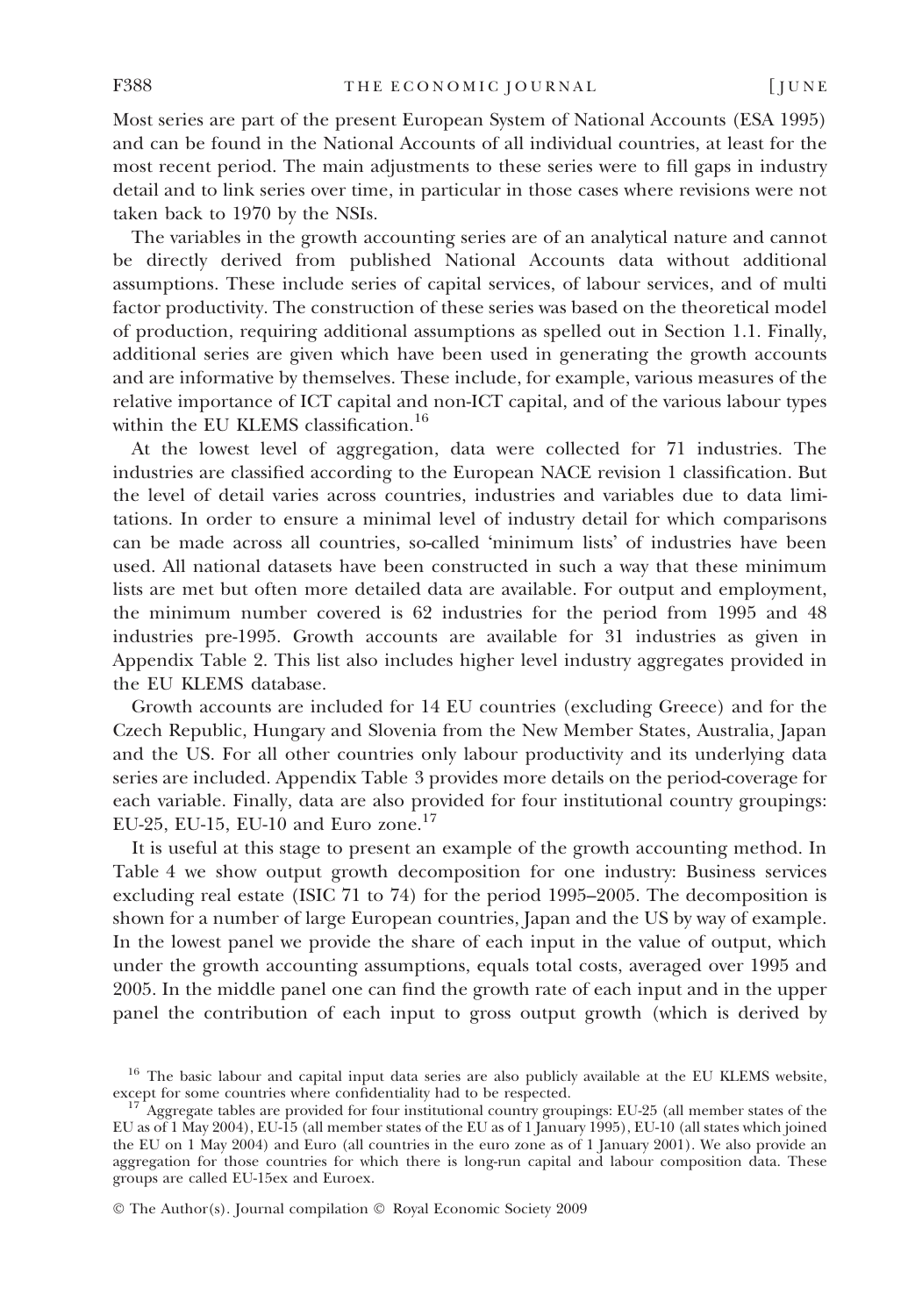Most series are part of the present European System of National Accounts (ESA 1995) and can be found in the National Accounts of all individual countries, at least for the most recent period. The main adjustments to these series were to fill gaps in industry detail and to link series over time, in particular in those cases where revisions were not taken back to 1970 by the NSIs.

The variables in the growth accounting series are of an analytical nature and cannot be directly derived from published National Accounts data without additional assumptions. These include series of capital services, of labour services, and of multi factor productivity. The construction of these series was based on the theoretical model of production, requiring additional assumptions as spelled out in Section 1.1. Finally, additional series are given which have been used in generating the growth accounts and are informative by themselves. These include, for example, various measures of the relative importance of ICT capital and non-ICT capital, and of the various labour types within the EU KLEMS classification.[16]

At the lowest level of aggregation, data were collected for 71 industries. The industries are classified according to the European NACE revision 1 classification. But the level of detail varies across countries, industries and variables due to data limitations. In order to ensure a minimal level of industry detail for which comparisons can be made across all countries, so-called 'minimum lists' of industries have been used. All national datasets have been constructed in such a way that these minimum lists are met but often more detailed data are available. For output and employment, the minimum number covered is 62 industries for the period from 1995 and 48 industries pre-1995. Growth accounts are available for 31 industries as given in Appendix Table 2. This list also includes higher level industry aggregates provided in the EU KLEMS database.

Growth accounts are included for 14 EU countries (excluding Greece) and for the Czech Republic, Hungary and Slovenia from the New Member States, Australia, Japan and the US. For all other countries only labour productivity and its underlying data series are included. Appendix Table 3 provides more details on the period-coverage for each variable. Finally, data are also provided for four institutional country groupings: EU-25, EU-15, EU-10 and Euro zone.[17]

It is useful at this stage to present an example of the growth accounting method. In Table 4 we show output growth decomposition for one industry: Business services excluding real estate (ISIC 71 to 74) for the period 1995–2005. The decomposition is shown for a number of large European countries, Japan and the US by way of example. In the lowest panel we provide the share of each input in the value of output, which under the growth accounting assumptions, equals total costs, averaged over 1995 and 2005. In the middle panel one can find the growth rate of each input and in the upper panel the contribution of each input to gross output growth (which is derived by

[16] The basic labour and capital input data series are also publicly available at the EU KLEMS website, except for some countries where confidentiality had to be respected.

[17] Aggregate tables are provided for four institutional country groupings: EU-25 (all member states of the EU as of 1 May 2004), EU-15 (all member states of the EU as of 1 January 1995), EU-10 (all states which joined the EU on 1 May 2004) and Euro (all countries in the euro zone as of 1 January 2001). We also provide an aggregation for those countries for which there is long-run capital and labour composition data. These groups are called EU-15ex and Euroex.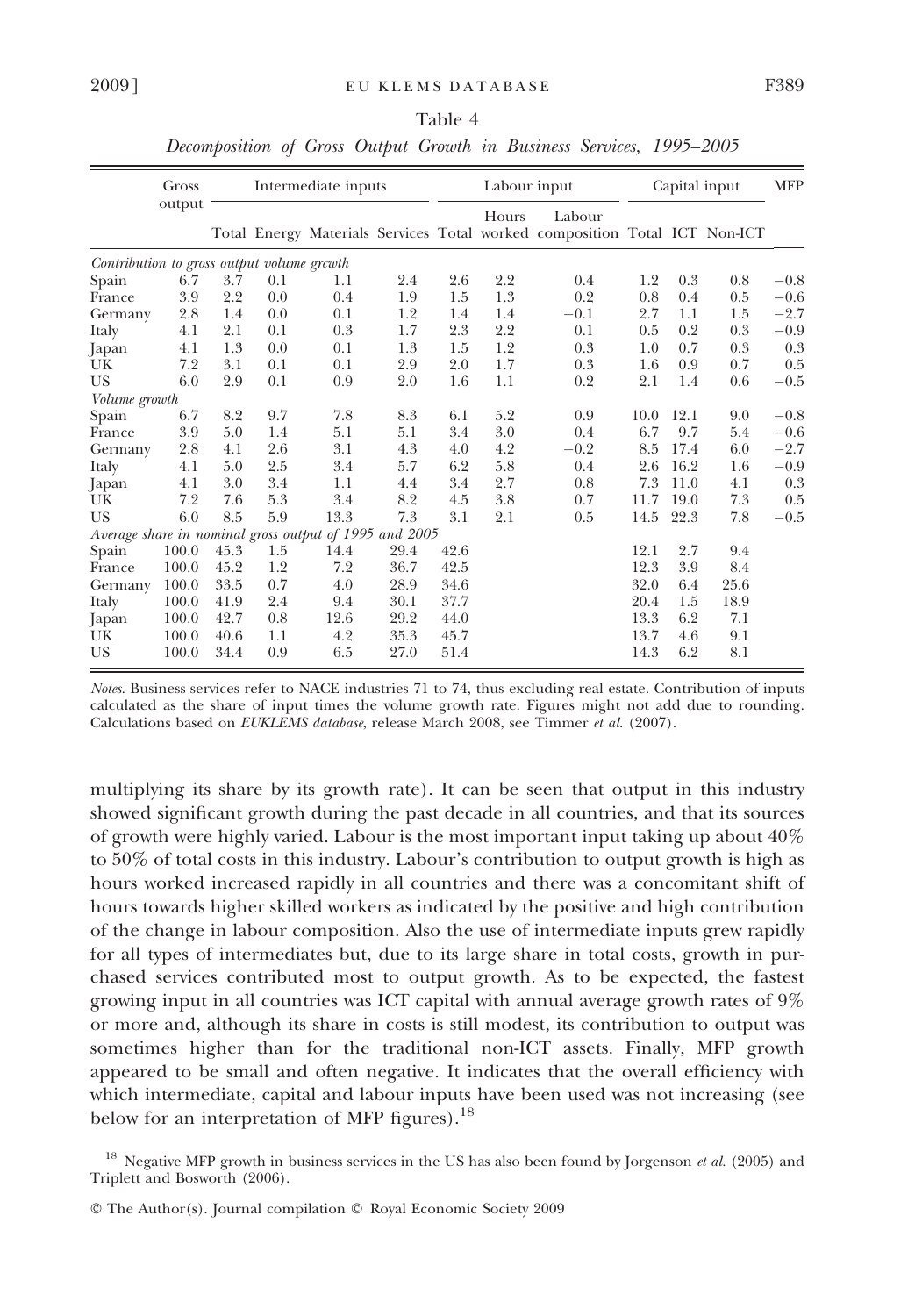Table 4

*Decomposition of Gross Output Growth in Business Services, 1995–2005*

| | Gross output | Intermediate inputs | | | | Labour input | | | Capital input | | | MFP |
|---|---|---|---|---|---|---|---|---|---|---|---|---|
| | | Total | Energy | Materials | Services | Total | Hours worked | Labour composition | Total | ICT | Non-ICT | |
| *Contribution to gross output volume grcwth* | | | | | | | | | | | | |
| Spain | 6.7 | 3.7 | 0.1 | 1.1 | 2.4 | 2.6 | 2.2 | 0.4 | 1.2 | 0.3 | 0.8 | −0.8 |
| France | 3.9 | 2.2 | 0.0 | 0.4 | 1.9 | 1.5 | 1.3 | 0.2 | 0.8 | 0.4 | 0.5 | −0.6 |
| Germany | 2.8 | 1.4 | 0.0 | 0.1 | 1.2 | 1.4 | 1.4 | −0.1 | 2.7 | 1.1 | 1.5 | −2.7 |
| Italy | 4.1 | 2.1 | 0.1 | 0.3 | 1.7 | 2.3 | 2.2 | 0.1 | 0.5 | 0.2 | 0.3 | −0.9 |
| Japan | 4.1 | 1.3 | 0.0 | 0.1 | 1.3 | 1.5 | 1.2 | 0.3 | 1.0 | 0.7 | 0.3 | 0.3 |
| UK | 7.2 | 3.1 | 0.1 | 0.1 | 2.9 | 2.0 | 1.7 | 0.3 | 1.6 | 0.9 | 0.7 | 0.5 |
| US | 6.0 | 2.9 | 0.1 | 0.9 | 2.0 | 1.6 | 1.1 | 0.2 | 2.1 | 1.4 | 0.6 | −0.5 |
| *Volume growth* | | | | | | | | | | | | |
| Spain | 6.7 | 8.2 | 9.7 | 7.8 | 8.3 | 6.1 | 5.2 | 0.9 | 10.0 | 12.1 | 9.0 | −0.8 |
| France | 3.9 | 5.0 | 1.4 | 5.1 | 5.1 | 3.4 | 3.0 | 0.4 | 6.7 | 9.7 | 5.4 | −0.6 |
| Germany | 2.8 | 4.1 | 2.6 | 3.1 | 4.3 | 4.0 | 4.2 | −0.2 | 8.5 | 17.4 | 6.0 | −2.7 |
| Italy | 4.1 | 5.0 | 2.5 | 3.4 | 5.7 | 6.2 | 5.8 | 0.4 | 2.6 | 16.2 | 1.6 | −0.9 |
| Japan | 4.1 | 3.0 | 3.4 | 1.1 | 4.4 | 3.4 | 2.7 | 0.8 | 7.3 | 11.0 | 4.1 | 0.3 |
| UK | 7.2 | 7.6 | 5.3 | 3.4 | 8.2 | 4.5 | 3.8 | 0.7 | 11.7 | 19.0 | 7.3 | 0.5 |
| US | 6.0 | 8.5 | 5.9 | 13.3 | 7.3 | 3.1 | 2.1 | 0.5 | 14.5 | 22.3 | 7.8 | −0.5 |
| *Average share in nominal gross output of 1995 and 2005* | | | | | | | | | | | | |
| Spain | 100.0 | 45.3 | 1.5 | 14.4 | 29.4 | 42.6 | | | 12.1 | 2.7 | 9.4 | |
| France | 100.0 | 45.2 | 1.2 | 7.2 | 36.7 | 42.5 | | | 12.3 | 3.9 | 8.4 | |
| Germany | 100.0 | 33.5 | 0.7 | 4.0 | 28.9 | 34.6 | | | 32.0 | 6.4 | 25.6 | |
| Italy | 100.0 | 41.9 | 2.4 | 9.4 | 30.1 | 37.7 | | | 20.4 | 1.5 | 18.9 | |
| Japan | 100.0 | 42.7 | 0.8 | 12.6 | 29.2 | 44.0 | | | 13.3 | 6.2 | 7.1 | |
| UK | 100.0 | 40.6 | 1.1 | 4.2 | 35.3 | 45.7 | | | 13.7 | 4.6 | 9.1 | |
| US | 100.0 | 34.4 | 0.9 | 6.5 | 27.0 | 51.4 | | | 14.3 | 6.2 | 8.1 | |

*Notes*. Business services refer to NACE industries 71 to 74, thus excluding real estate. Contribution of inputs calculated as the share of input times the volume growth rate. Figures might not add due to rounding. Calculations based on *EUKLEMS database*, release March 2008, see Timmer *et al.* (2007).

multiplying its share by its growth rate). It can be seen that output in this industry showed significant growth during the past decade in all countries, and that its sources of growth were highly varied. Labour is the most important input taking up about 40% to 50% of total costs in this industry. Labour's contribution to output growth is high as hours worked increased rapidly in all countries and there was a concomitant shift of hours towards higher skilled workers as indicated by the positive and high contribution of the change in labour composition. Also the use of intermediate inputs grew rapidly for all types of intermediates but, due to its large share in total costs, growth in purchased services contributed most to output growth. As to be expected, the fastest growing input in all countries was ICT capital with annual average growth rates of 9% or more and, although its share in costs is still modest, its contribution to output was sometimes higher than for the traditional non-ICT assets. Finally, MFP growth appeared to be small and often negative. It indicates that the overall efficiency with which intermediate, capital and labour inputs have been used was not increasing (see below for an interpretation of MFP figures).[18]

[18] Negative MFP growth in business services in the US has also been found by Jorgenson *et al.* (2005) and Triplett and Bosworth (2006).

© The Author(s). Journal compilation © Royal Economic Society 2009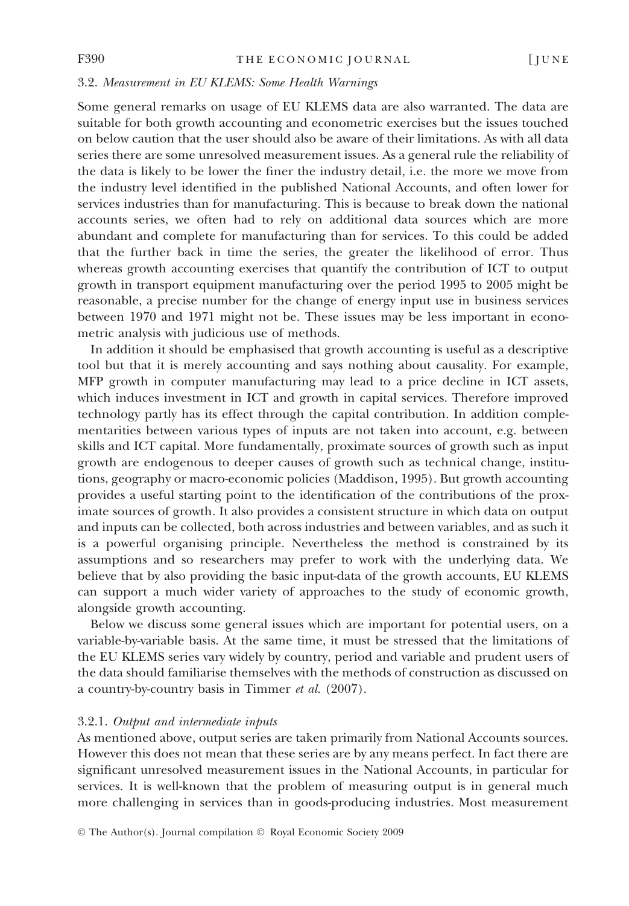### 3.2. *Measurement in EU KLEMS: Some Health Warnings*

Some general remarks on usage of EU KLEMS data are also warranted. The data are suitable for both growth accounting and econometric exercises but the issues touched on below caution that the user should also be aware of their limitations. As with all data series there are some unresolved measurement issues. As a general rule the reliability of the data is likely to be lower the finer the industry detail, i.e. the more we move from the industry level identified in the published National Accounts, and often lower for services industries than for manufacturing. This is because to break down the national accounts series, we often had to rely on additional data sources which are more abundant and complete for manufacturing than for services. To this could be added that the further back in time the series, the greater the likelihood of error. Thus whereas growth accounting exercises that quantify the contribution of ICT to output growth in transport equipment manufacturing over the period 1995 to 2005 might be reasonable, a precise number for the change of energy input use in business services between 1970 and 1971 might not be. These issues may be less important in econometric analysis with judicious use of methods.

In addition it should be emphasised that growth accounting is useful as a descriptive tool but that it is merely accounting and says nothing about causality. For example, MFP growth in computer manufacturing may lead to a price decline in ICT assets, which induces investment in ICT and growth in capital services. Therefore improved technology partly has its effect through the capital contribution. In addition complementarities between various types of inputs are not taken into account, e.g. between skills and ICT capital. More fundamentally, proximate sources of growth such as input growth are endogenous to deeper causes of growth such as technical change, institutions, geography or macro-economic policies (Maddison, 1995). But growth accounting provides a useful starting point to the identification of the contributions of the proximate sources of growth. It also provides a consistent structure in which data on output and inputs can be collected, both across industries and between variables, and as such it is a powerful organising principle. Nevertheless the method is constrained by its assumptions and so researchers may prefer to work with the underlying data. We believe that by also providing the basic input-data of the growth accounts, EU KLEMS can support a much wider variety of approaches to the study of economic growth, alongside growth accounting.

Below we discuss some general issues which are important for potential users, on a variable-by-variable basis. At the same time, it must be stressed that the limitations of the EU KLEMS series vary widely by country, period and variable and prudent users of the data should familiarise themselves with the methods of construction as discussed on a country-by-country basis in Timmer *et al.* (2007).

#### 3.2.1. *Output and intermediate inputs*

As mentioned above, output series are taken primarily from National Accounts sources. However this does not mean that these series are by any means perfect. In fact there are significant unresolved measurement issues in the National Accounts, in particular for services. It is well-known that the problem of measuring output is in general much more challenging in services than in goods-producing industries. Most measurement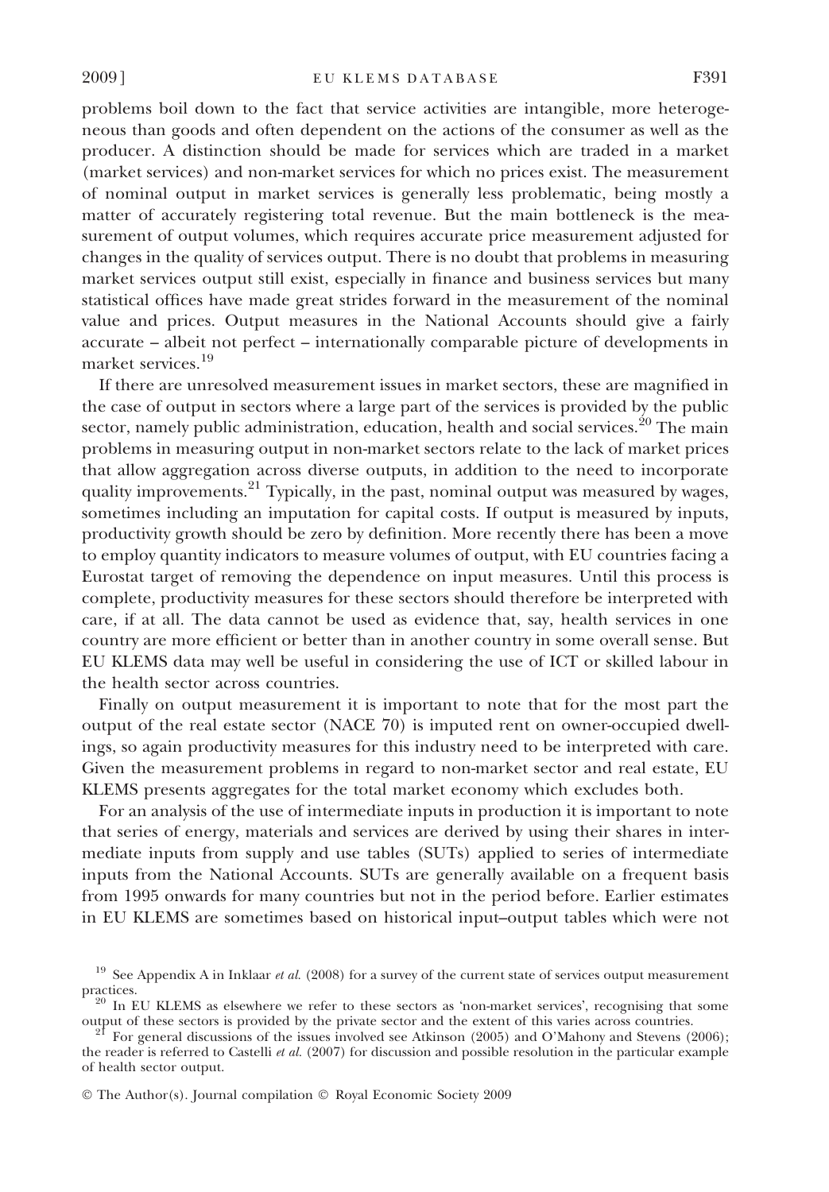problems boil down to the fact that service activities are intangible, more heterogeneous than goods and often dependent on the actions of the consumer as well as the producer. A distinction should be made for services which are traded in a market (market services) and non-market services for which no prices exist. The measurement of nominal output in market services is generally less problematic, being mostly a matter of accurately registering total revenue. But the main bottleneck is the measurement of output volumes, which requires accurate price measurement adjusted for changes in the quality of services output. There is no doubt that problems in measuring market services output still exist, especially in finance and business services but many statistical offices have made great strides forward in the measurement of the nominal value and prices. Output measures in the National Accounts should give a fairly accurate – albeit not perfect – internationally comparable picture of developments in market services.[19]

If there are unresolved measurement issues in market sectors, these are magnified in the case of output in sectors where a large part of the services is provided by the public sector, namely public administration, education, health and social services.[20] The main problems in measuring output in non-market sectors relate to the lack of market prices that allow aggregation across diverse outputs, in addition to the need to incorporate quality improvements.[21] Typically, in the past, nominal output was measured by wages, sometimes including an imputation for capital costs. If output is measured by inputs, productivity growth should be zero by definition. More recently there has been a move to employ quantity indicators to measure volumes of output, with EU countries facing a Eurostat target of removing the dependence on input measures. Until this process is complete, productivity measures for these sectors should therefore be interpreted with care, if at all. The data cannot be used as evidence that, say, health services in one country are more efficient or better than in another country in some overall sense. But EU KLEMS data may well be useful in considering the use of ICT or skilled labour in the health sector across countries.

Finally on output measurement it is important to note that for the most part the output of the real estate sector (NACE 70) is imputed rent on owner-occupied dwellings, so again productivity measures for this industry need to be interpreted with care. Given the measurement problems in regard to non-market sector and real estate, EU KLEMS presents aggregates for the total market economy which excludes both.

For an analysis of the use of intermediate inputs in production it is important to note that series of energy, materials and services are derived by using their shares in intermediate inputs from supply and use tables (SUTs) applied to series of intermediate inputs from the National Accounts. SUTs are generally available on a frequent basis from 1995 onwards for many countries but not in the period before. Earlier estimates in EU KLEMS are sometimes based on historical input–output tables which were not

[19] See Appendix A in Inklaar *et al.* (2008) for a survey of the current state of services output measurement practices.

[20] In EU KLEMS as elsewhere we refer to these sectors as 'non-market services', recognising that some output of these sectors is provided by the private sector and the extent of this varies across countries.

[21] For general discussions of the issues involved see Atkinson (2005) and O'Mahony and Stevens (2006); the reader is referred to Castelli *et al.* (2007) for discussion and possible resolution in the particular example of health sector output.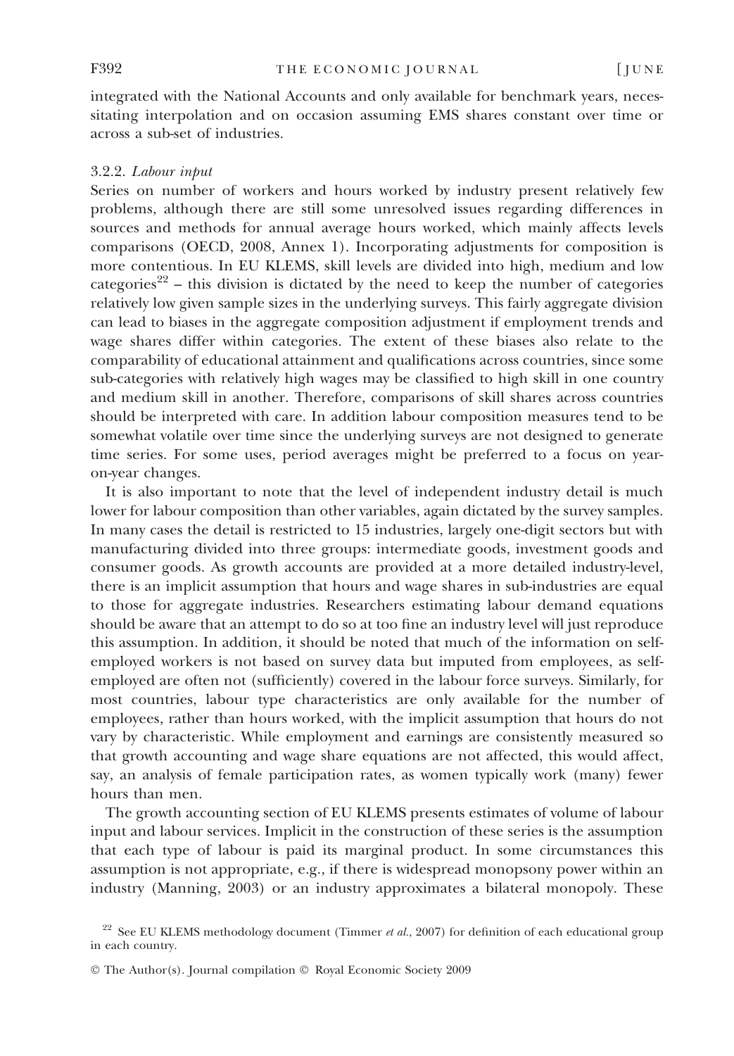integrated with the National Accounts and only available for benchmark years, necessitating interpolation and on occasion assuming EMS shares constant over time or across a sub-set of industries.

### 3.2.2. *Labour input*

Series on number of workers and hours worked by industry present relatively few problems, although there are still some unresolved issues regarding differences in sources and methods for annual average hours worked, which mainly affects levels comparisons (OECD, 2008, Annex 1). Incorporating adjustments for composition is more contentious. In EU KLEMS, skill levels are divided into high, medium and low categories[22] – this division is dictated by the need to keep the number of categories relatively low given sample sizes in the underlying surveys. This fairly aggregate division can lead to biases in the aggregate composition adjustment if employment trends and wage shares differ within categories. The extent of these biases also relate to the comparability of educational attainment and qualifications across countries, since some sub-categories with relatively high wages may be classified to high skill in one country and medium skill in another. Therefore, comparisons of skill shares across countries should be interpreted with care. In addition labour composition measures tend to be somewhat volatile over time since the underlying surveys are not designed to generate time series. For some uses, period averages might be preferred to a focus on year-on-year changes.

It is also important to note that the level of independent industry detail is much lower for labour composition than other variables, again dictated by the survey samples. In many cases the detail is restricted to 15 industries, largely one-digit sectors but with manufacturing divided into three groups: intermediate goods, investment goods and consumer goods. As growth accounts are provided at a more detailed industry-level, there is an implicit assumption that hours and wage shares in sub-industries are equal to those for aggregate industries. Researchers estimating labour demand equations should be aware that an attempt to do so at too fine an industry level will just reproduce this assumption. In addition, it should be noted that much of the information on self-employed workers is not based on survey data but imputed from employees, as self-employed are often not (sufficiently) covered in the labour force surveys. Similarly, for most countries, labour type characteristics are only available for the number of employees, rather than hours worked, with the implicit assumption that hours do not vary by characteristic. While employment and earnings are consistently measured so that growth accounting and wage share equations are not affected, this would affect, say, an analysis of female participation rates, as women typically work (many) fewer hours than men.

The growth accounting section of EU KLEMS presents estimates of volume of labour input and labour services. Implicit in the construction of these series is the assumption that each type of labour is paid its marginal product. In some circumstances this assumption is not appropriate, e.g., if there is widespread monopsony power within an industry (Manning, 2003) or an industry approximates a bilateral monopoly. These

[22] See EU KLEMS methodology document (Timmer *et al.*, 2007) for definition of each educational group in each country.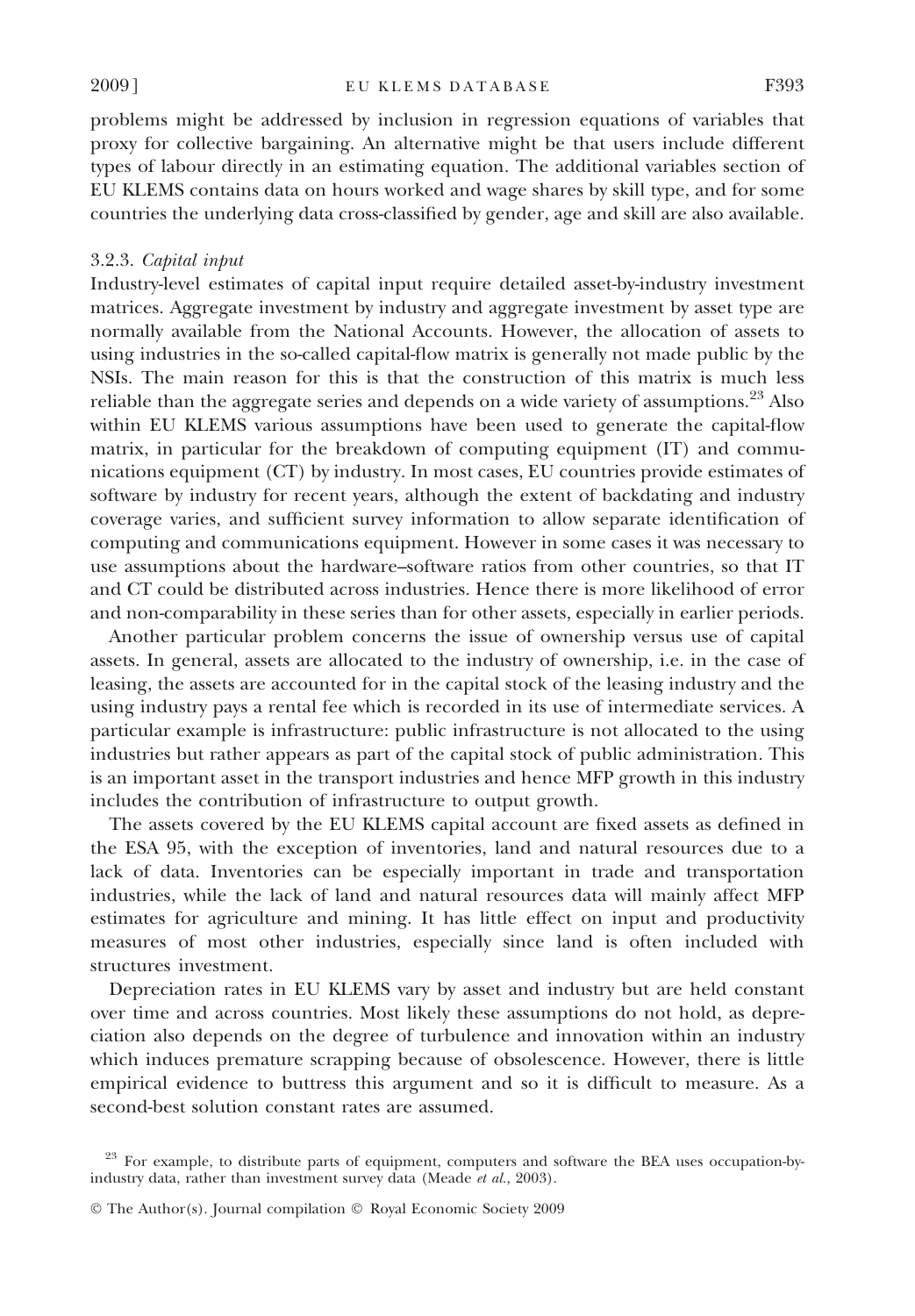problems might be addressed by inclusion in regression equations of variables that proxy for collective bargaining. An alternative might be that users include different types of labour directly in an estimating equation. The additional variables section of EU KLEMS contains data on hours worked and wage shares by skill type, and for some countries the underlying data cross-classified by gender, age and skill are also available.

### 3.2.3. *Capital input*

Industry-level estimates of capital input require detailed asset-by-industry investment matrices. Aggregate investment by industry and aggregate investment by asset type are normally available from the National Accounts. However, the allocation of assets to using industries in the so-called capital-flow matrix is generally not made public by the NSIs. The main reason for this is that the construction of this matrix is much less reliable than the aggregate series and depends on a wide variety of assumptions.[23] Also within EU KLEMS various assumptions have been used to generate the capital-flow matrix, in particular for the breakdown of computing equipment (IT) and communications equipment (CT) by industry. In most cases, EU countries provide estimates of software by industry for recent years, although the extent of backdating and industry coverage varies, and sufficient survey information to allow separate identification of computing and communications equipment. However in some cases it was necessary to use assumptions about the hardware–software ratios from other countries, so that IT and CT could be distributed across industries. Hence there is more likelihood of error and non-comparability in these series than for other assets, especially in earlier periods.

Another particular problem concerns the issue of ownership versus use of capital assets. In general, assets are allocated to the industry of ownership, i.e. in the case of leasing, the assets are accounted for in the capital stock of the leasing industry and the using industry pays a rental fee which is recorded in its use of intermediate services. A particular example is infrastructure: public infrastructure is not allocated to the using industries but rather appears as part of the capital stock of public administration. This is an important asset in the transport industries and hence MFP growth in this industry includes the contribution of infrastructure to output growth.

The assets covered by the EU KLEMS capital account are fixed assets as defined in the ESA 95, with the exception of inventories, land and natural resources due to a lack of data. Inventories can be especially important in trade and transportation industries, while the lack of land and natural resources data will mainly affect MFP estimates for agriculture and mining. It has little effect on input and productivity measures of most other industries, especially since land is often included with structures investment.

Depreciation rates in EU KLEMS vary by asset and industry but are held constant over time and across countries. Most likely these assumptions do not hold, as depreciation also depends on the degree of turbulence and innovation within an industry which induces premature scrapping because of obsolescence. However, there is little empirical evidence to buttress this argument and so it is difficult to measure. As a second-best solution constant rates are assumed.

[23] For example, to distribute parts of equipment, computers and software the BEA uses occupation-by-industry data, rather than investment survey data (Meade *et al.*, 2003).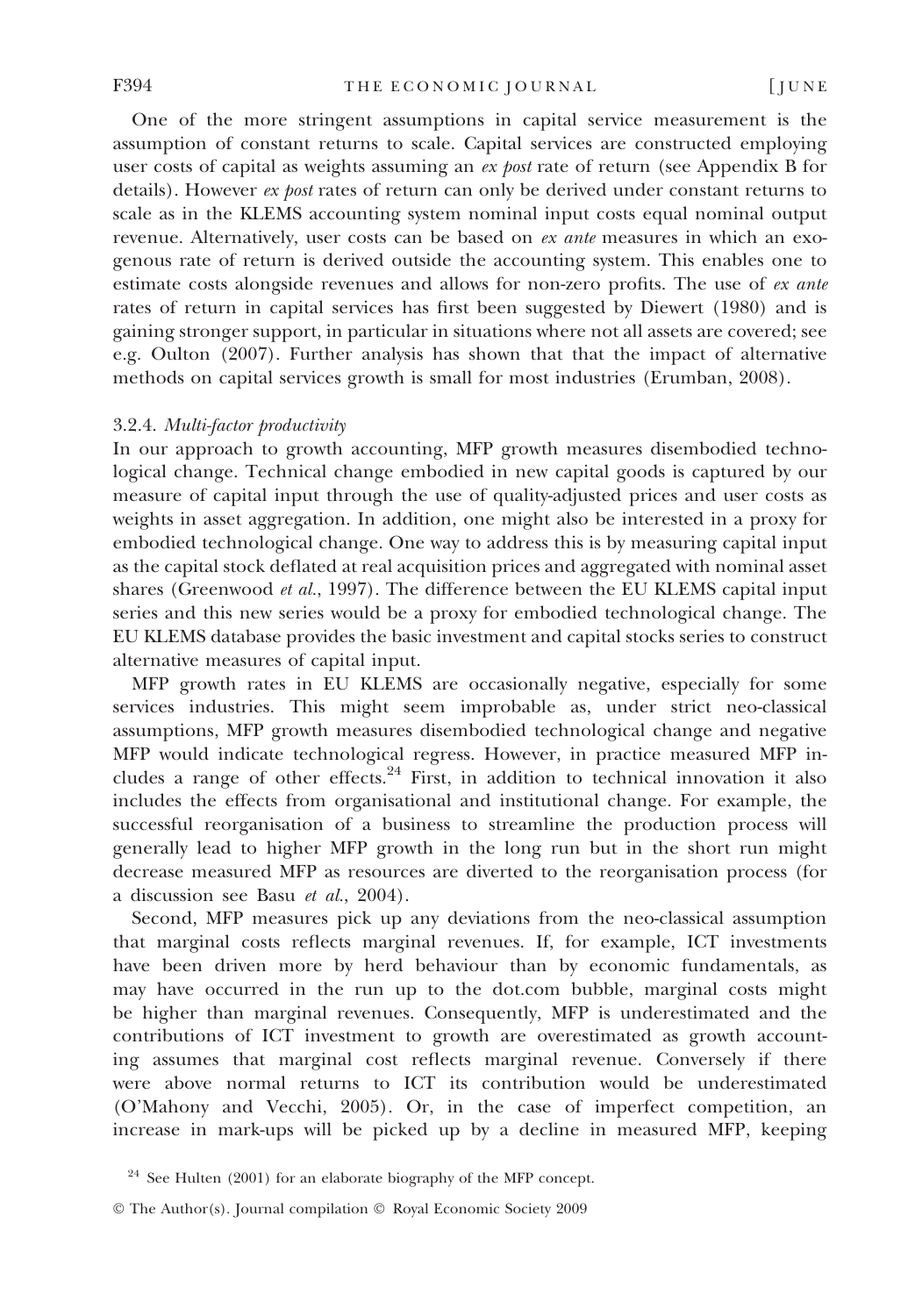One of the more stringent assumptions in capital service measurement is the assumption of constant returns to scale. Capital services are constructed employing user costs of capital as weights assuming an *ex post* rate of return (see Appendix B for details). However *ex post* rates of return can only be derived under constant returns to scale as in the KLEMS accounting system nominal input costs equal nominal output revenue. Alternatively, user costs can be based on *ex ante* measures in which an exogenous rate of return is derived outside the accounting system. This enables one to estimate costs alongside revenues and allows for non-zero profits. The use of *ex ante* rates of return in capital services has first been suggested by Diewert (1980) and is gaining stronger support, in particular in situations where not all assets are covered; see e.g. Oulton (2007). Further analysis has shown that that the impact of alternative methods on capital services growth is small for most industries (Erumban, 2008).

#### 3.2.4. *Multi-factor productivity*

In our approach to growth accounting, MFP growth measures disembodied technological change. Technical change embodied in new capital goods is captured by our measure of capital input through the use of quality-adjusted prices and user costs as weights in asset aggregation. In addition, one might also be interested in a proxy for embodied technological change. One way to address this is by measuring capital input as the capital stock deflated at real acquisition prices and aggregated with nominal asset shares (Greenwood *et al.*, 1997). The difference between the EU KLEMS capital input series and this new series would be a proxy for embodied technological change. The EU KLEMS database provides the basic investment and capital stocks series to construct alternative measures of capital input.

MFP growth rates in EU KLEMS are occasionally negative, especially for some services industries. This might seem improbable as, under strict neo-classical assumptions, MFP growth measures disembodied technological change and negative MFP would indicate technological regress. However, in practice measured MFP includes a range of other effects.[24] First, in addition to technical innovation it also includes the effects from organisational and institutional change. For example, the successful reorganisation of a business to streamline the production process will generally lead to higher MFP growth in the long run but in the short run might decrease measured MFP as resources are diverted to the reorganisation process (for a discussion see Basu *et al.*, 2004).

Second, MFP measures pick up any deviations from the neo-classical assumption that marginal costs reflects marginal revenues. If, for example, ICT investments have been driven more by herd behaviour than by economic fundamentals, as may have occurred in the run up to the dot.com bubble, marginal costs might be higher than marginal revenues. Consequently, MFP is underestimated and the contributions of ICT investment to growth are overestimated as growth accounting assumes that marginal cost reflects marginal revenue. Conversely if there were above normal returns to ICT its contribution would be underestimated (O'Mahony and Vecchi, 2005). Or, in the case of imperfect competition, an increase in mark-ups will be picked up by a decline in measured MFP, keeping

[24] See Hulten (2001) for an elaborate biography of the MFP concept.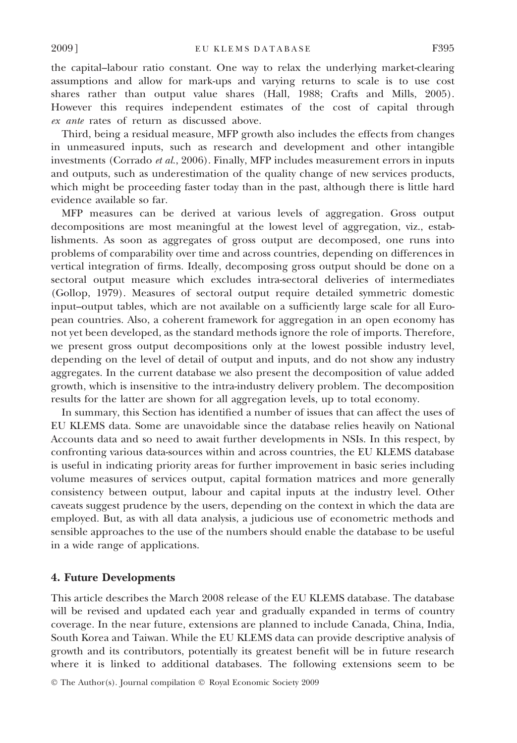the capital–labour ratio constant. One way to relax the underlying market-clearing assumptions and allow for mark-ups and varying returns to scale is to use cost shares rather than output value shares (Hall, 1988; Crafts and Mills, 2005). However this requires independent estimates of the cost of capital through *ex ante* rates of return as discussed above.

Third, being a residual measure, MFP growth also includes the effects from changes in unmeasured inputs, such as research and development and other intangible investments (Corrado *et al.*, 2006). Finally, MFP includes measurement errors in inputs and outputs, such as underestimation of the quality change of new services products, which might be proceeding faster today than in the past, although there is little hard evidence available so far.

MFP measures can be derived at various levels of aggregation. Gross output decompositions are most meaningful at the lowest level of aggregation, viz., establishments. As soon as aggregates of gross output are decomposed, one runs into problems of comparability over time and across countries, depending on differences in vertical integration of firms. Ideally, decomposing gross output should be done on a sectoral output measure which excludes intra-sectoral deliveries of intermediates (Gollop, 1979). Measures of sectoral output require detailed symmetric domestic input–output tables, which are not available on a sufficiently large scale for all European countries. Also, a coherent framework for aggregation in an open economy has not yet been developed, as the standard methods ignore the role of imports. Therefore, we present gross output decompositions only at the lowest possible industry level, depending on the level of detail of output and inputs, and do not show any industry aggregates. In the current database we also present the decomposition of value added growth, which is insensitive to the intra-industry delivery problem. The decomposition results for the latter are shown for all aggregation levels, up to total economy.

In summary, this Section has identified a number of issues that can affect the uses of EU KLEMS data. Some are unavoidable since the database relies heavily on National Accounts data and so need to await further developments in NSIs. In this respect, by confronting various data-sources within and across countries, the EU KLEMS database is useful in indicating priority areas for further improvement in basic series including volume measures of services output, capital formation matrices and more generally consistency between output, labour and capital inputs at the industry level. Other caveats suggest prudence by the users, depending on the context in which the data are employed. But, as with all data analysis, a judicious use of econometric methods and sensible approaches to the use of the numbers should enable the database to be useful in a wide range of applications.

## 4. Future Developments

This article describes the March 2008 release of the EU KLEMS database. The database will be revised and updated each year and gradually expanded in terms of country coverage. In the near future, extensions are planned to include Canada, China, India, South Korea and Taiwan. While the EU KLEMS data can provide descriptive analysis of growth and its contributors, potentially its greatest benefit will be in future research where it is linked to additional databases. The following extensions seem to be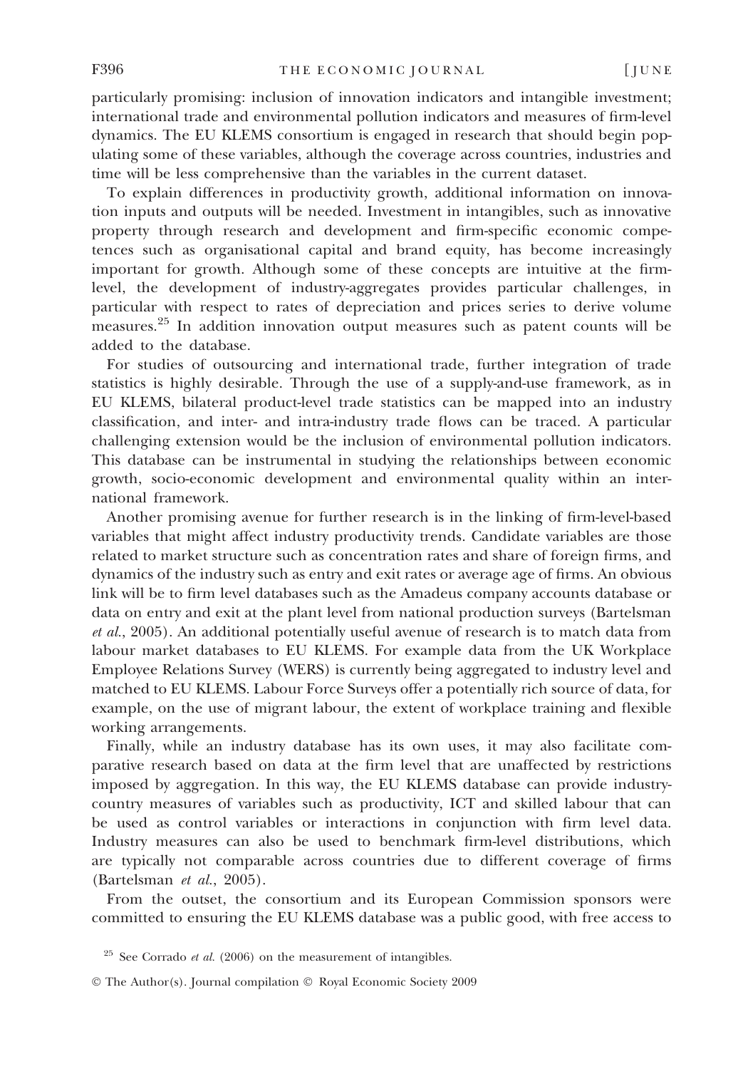particularly promising: inclusion of innovation indicators and intangible investment; international trade and environmental pollution indicators and measures of firm-level dynamics. The EU KLEMS consortium is engaged in research that should begin populating some of these variables, although the coverage across countries, industries and time will be less comprehensive than the variables in the current dataset.

To explain differences in productivity growth, additional information on innovation inputs and outputs will be needed. Investment in intangibles, such as innovative property through research and development and firm-specific economic competences such as organisational capital and brand equity, has become increasingly important for growth. Although some of these concepts are intuitive at the firm-level, the development of industry-aggregates provides particular challenges, in particular with respect to rates of depreciation and prices series to derive volume measures.[25] In addition innovation output measures such as patent counts will be added to the database.

For studies of outsourcing and international trade, further integration of trade statistics is highly desirable. Through the use of a supply-and-use framework, as in EU KLEMS, bilateral product-level trade statistics can be mapped into an industry classification, and inter- and intra-industry trade flows can be traced. A particular challenging extension would be the inclusion of environmental pollution indicators. This database can be instrumental in studying the relationships between economic growth, socio-economic development and environmental quality within an international framework.

Another promising avenue for further research is in the linking of firm-level-based variables that might affect industry productivity trends. Candidate variables are those related to market structure such as concentration rates and share of foreign firms, and dynamics of the industry such as entry and exit rates or average age of firms. An obvious link will be to firm level databases such as the Amadeus company accounts database or data on entry and exit at the plant level from national production surveys (Bartelsman *et al.*, 2005). An additional potentially useful avenue of research is to match data from labour market databases to EU KLEMS. For example data from the UK Workplace Employee Relations Survey (WERS) is currently being aggregated to industry level and matched to EU KLEMS. Labour Force Surveys offer a potentially rich source of data, for example, on the use of migrant labour, the extent of workplace training and flexible working arrangements.

Finally, while an industry database has its own uses, it may also facilitate comparative research based on data at the firm level that are unaffected by restrictions imposed by aggregation. In this way, the EU KLEMS database can provide industry-country measures of variables such as productivity, ICT and skilled labour that can be used as control variables or interactions in conjunction with firm level data. Industry measures can also be used to benchmark firm-level distributions, which are typically not comparable across countries due to different coverage of firms (Bartelsman *et al.*, 2005).

From the outset, the consortium and its European Commission sponsors were committed to ensuring the EU KLEMS database was a public good, with free access to

[25] See Corrado *et al.* (2006) on the measurement of intangibles.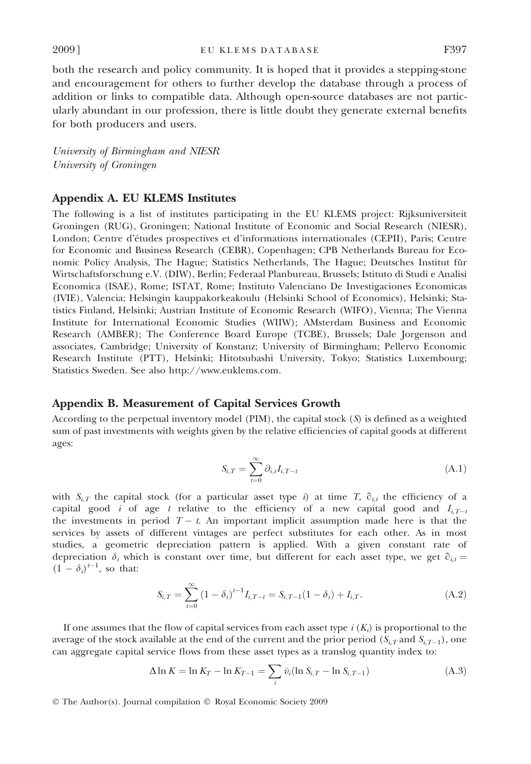both the research and policy community. It is hoped that it provides a stepping-stone and encouragement for others to further develop the database through a process of addition or links to compatible data. Although open-source databases are not particularly abundant in our profession, there is little doubt they generate external benefits for both producers and users.

*University of Birmingham and NIESR*
*University of Groningen*

## Appendix A. EU KLEMS Institutes

The following is a list of institutes participating in the EU KLEMS project: Rijksuniversiteit Groningen (RUG), Groningen; National Institute of Economic and Social Research (NIESR), London; Centre d'études prospectives et d'informations internationales (CEPII), Paris; Centre for Economic and Business Research (CEBR), Copenhagen; CPB Netherlands Bureau for Economic Policy Analysis, The Hague; Statistics Netherlands, The Hague; Deutsches Institut für Wirtschaftsforschung e.V. (DIW), Berlin; Federaal Planbureau, Brussels; Istituto di Studi e Analisi Economica (ISAE), Rome; ISTAT, Rome; Instituto Valenciano De Investigaciones Economicas (IVIE), Valencia; Helsingin kauppakorkeakoulu (Helsinki School of Economics), Helsinki; Statistics Finland, Helsinki; Austrian Institute of Economic Research (WIFO), Vienna; The Vienna Institute for International Economic Studies (WIIW); AMsterdam Business and Economic Research (AMBER); The Conference Board Europe (TCBE), Brussels; Dale Jorgenson and associates, Cambridge; University of Konstanz; University of Birmingham; Pellervo Economic Research Institute (PTT), Helsinki; Hitotsubashi University, Tokyo; Statistics Luxembourg; Statistics Sweden. See also http://www.euklems.com.

## Appendix B. Measurement of Capital Services Growth

According to the perpetual inventory model (PIM), the capital stock ($S$) is defined as a weighted sum of past investments with weights given by the relative efficiencies of capital goods at different ages:

$$S_{i,T} = \sum_{t=0}^{\infty} \partial_{i,t} I_{i,T-t} \tag{A.1}$$

with $S_{i,T}$ the capital stock (for a particular asset type $i$) at time $T$, $\partial_{i,t}$ the efficiency of a capital good $i$ of age $t$ relative to the efficiency of a new capital good and $I_{i,T-t}$ the investments in period $T - t$. An important implicit assumption made here is that the services by assets of different vintages are perfect substitutes for each other. As in most studies, a geometric depreciation pattern is applied. With a given constant rate of depreciation $\delta_i$ which is constant over time, but different for each asset type, we get $\partial_{i,t} = (1 - \delta_i)^{t-1}$, so that:

$$S_{i,T} = \sum_{t=0}^{\infty} (1 - \delta_i)^{t-1} I_{i,T-t} = S_{i,T-1}(1 - \delta_i) + I_{i,T}. \tag{A.2}$$

If one assumes that the flow of capital services from each asset type $i$ ($K_i$) is proportional to the average of the stock available at the end of the current and the prior period ($S_{i,T}$ and $S_{i,T-1}$), one can aggregate capital service flows from these asset types as a translog quantity index to:

$$\Delta \ln K = \ln K_T - \ln K_{T-1} = \sum_i \bar{v}_i (\ln S_{i,T} - \ln S_{i,T-1}) \tag{A.3}$$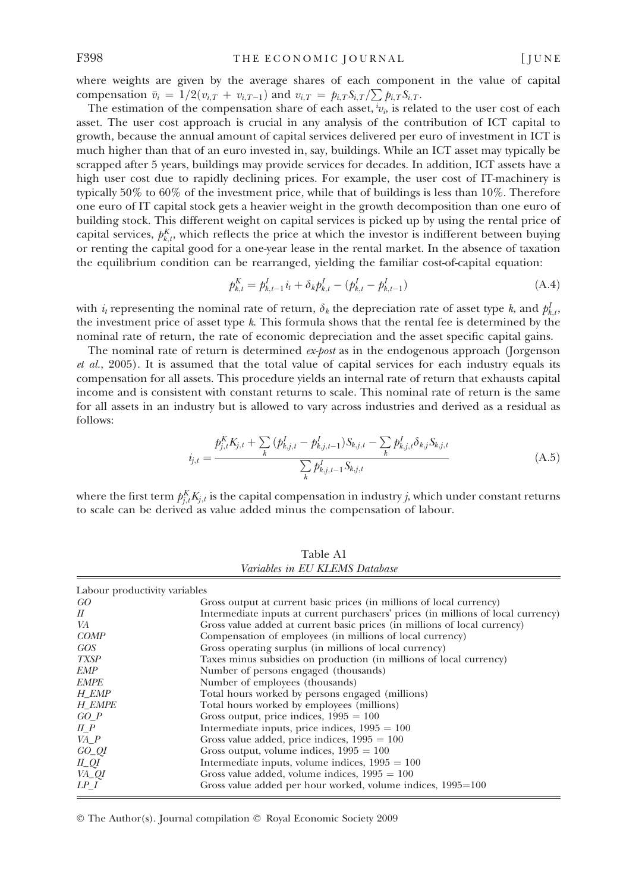where weights are given by the average shares of each component in the value of capital compensation $\bar{v}_i = 1/2(v_{i,T} + v_{i,T-1})$ and $v_{i,T} = p_{i,T}S_{i,T}/\sum p_{i,T}S_{i,T}$.

The estimation of the compensation share of each asset, ${}^{i}v_i$, is related to the user cost of each asset. The user cost approach is crucial in any analysis of the contribution of ICT capital to growth, because the annual amount of capital services delivered per euro of investment in ICT is much higher than that of an euro invested in, say, buildings. While an ICT asset may typically be scrapped after 5 years, buildings may provide services for decades. In addition, ICT assets have a high user cost due to rapidly declining prices. For example, the user cost of IT-machinery is typically 50% to 60% of the investment price, while that of buildings is less than 10%. Therefore one euro of IT capital stock gets a heavier weight in the growth decomposition than one euro of building stock. This different weight on capital services is picked up by using the rental price of capital services, $p^K_{k,t}$, which reflects the price at which the investor is indifferent between buying or renting the capital good for a one-year lease in the rental market. In the absence of taxation the equilibrium condition can be rearranged, yielding the familiar cost-of-capital equation:

$$p^K_{k,t} = p^I_{k,t-1}i_t + \delta_k p^I_{k,t} - (p^I_{k,t} - p^I_{k,t-1}) \tag{A.4}$$

with $i_t$ representing the nominal rate of return, $\delta_k$ the depreciation rate of asset type $k$, and $p^I_{k,t}$, the investment price of asset type $k$. This formula shows that the rental fee is determined by the nominal rate of return, the rate of economic depreciation and the asset specific capital gains.

The nominal rate of return is determined *ex-post* as in the endogenous approach (Jorgenson *et al.*, 2005). It is assumed that the total value of capital services for each industry equals its compensation for all assets. This procedure yields an internal rate of return that exhausts capital income and is consistent with constant returns to scale. This nominal rate of return is the same for all assets in an industry but is allowed to vary across industries and derived as a residual as follows:

$$i_{j,t} = \frac{p^K_{j,t}K_{j,t} + \sum_k (p^I_{k,j,t} - p^I_{k,j,t-1})S_{k,j,t} - \sum_k p^I_{k,j,t}\delta_{k,j}S_{k,j,t}}{\sum_k p^I_{k,j,t-1}S_{k,j,t}} \tag{A.5}$$

where the first term $p^K_{j,t}K_{j,t}$ is the capital compensation in industry $j$, which under constant returns to scale can be derived as value added minus the compensation of labour.

Table A1
*Variables in EU KLEMS Database*

| Labour productivity variables | |
|---|---|
| *GO* | Gross output at current basic prices (in millions of local currency) |
| *II* | Intermediate inputs at current purchasers' prices (in millions of local currency) |
| *VA* | Gross value added at current basic prices (in millions of local currency) |
| *COMP* | Compensation of employees (in millions of local currency) |
| *GOS* | Gross operating surplus (in millions of local currency) |
| *TXSP* | Taxes minus subsidies on production (in millions of local currency) |
| *EMP* | Number of persons engaged (thousands) |
| *EMPE* | Number of employees (thousands) |
| *H_EMP* | Total hours worked by persons engaged (millions) |
| *H_EMPE* | Total hours worked by employees (millions) |
| *GO_P* | Gross output, price indices, 1995 = 100 |
| *II_P* | Intermediate inputs, price indices, 1995 = 100 |
| *VA_P* | Gross value added, price indices, 1995 = 100 |
| *GO_QI* | Gross output, volume indices, 1995 = 100 |
| *II_QI* | Intermediate inputs, volume indices, 1995 = 100 |
| *VA_QI* | Gross value added, volume indices, 1995 = 100 |
| *LP_I* | Gross value added per hour worked, volume indices, 1995=100 |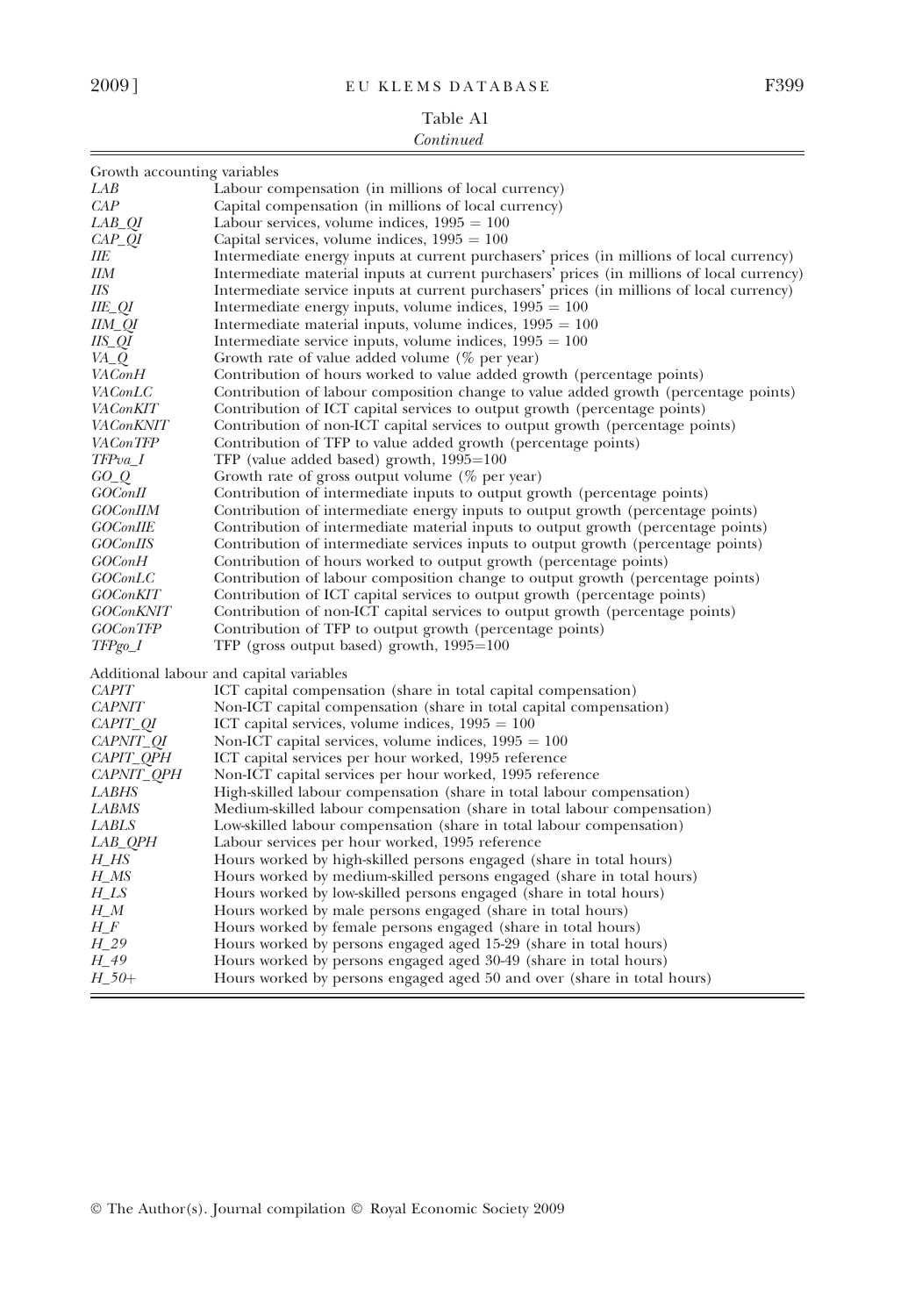Table A1

*Continued*

| | |
|---|---|
| Growth accounting variables | |
| *LAB* | Labour compensation (in millions of local currency) |
| *CAP* | Capital compensation (in millions of local currency) |
| *LAB_QI* | Labour services, volume indices, 1995 = 100 |
| *CAP_QI* | Capital services, volume indices, 1995 = 100 |
| *IIE* | Intermediate energy inputs at current purchasers' prices (in millions of local currency) |
| *IIM* | Intermediate material inputs at current purchasers' prices (in millions of local currency) |
| *IIS* | Intermediate service inputs at current purchasers' prices (in millions of local currency) |
| *IIE_QI* | Intermediate energy inputs, volume indices, 1995 = 100 |
| *IIM_QI* | Intermediate material inputs, volume indices, 1995 = 100 |
| *IIS_QI* | Intermediate service inputs, volume indices, 1995 = 100 |
| *VA_Q* | Growth rate of value added volume (% per year) |
| *VAConH* | Contribution of hours worked to value added growth (percentage points) |
| *VAConLC* | Contribution of labour composition change to value added growth (percentage points) |
| *VAConKIT* | Contribution of ICT capital services to output growth (percentage points) |
| *VAConKNIT* | Contribution of non-ICT capital services to output growth (percentage points) |
| *VAConTFP* | Contribution of TFP to value added growth (percentage points) |
| *TFPva_I* | TFP (value added based) growth, 1995=100 |
| *GO_Q* | Growth rate of gross output volume (% per year) |
| *GOConII* | Contribution of intermediate inputs to output growth (percentage points) |
| *GOConIIM* | Contribution of intermediate energy inputs to output growth (percentage points) |
| *GOConIIE* | Contribution of intermediate material inputs to output growth (percentage points) |
| *GOConIIS* | Contribution of intermediate services inputs to output growth (percentage points) |
| *GOConH* | Contribution of hours worked to output growth (percentage points) |
| *GOConLC* | Contribution of labour composition change to output growth (percentage points) |
| *GOConKIT* | Contribution of ICT capital services to output growth (percentage points) |
| *GOConKNIT* | Contribution of non-ICT capital services to output growth (percentage points) |
| *GOConTFP* | Contribution of TFP to output growth (percentage points) |
| *TFPgo_I* | TFP (gross output based) growth, 1995=100 |
| Additional labour and capital variables | |
| *CAPIT* | ICT capital compensation (share in total capital compensation) |
| *CAPNIT* | Non-ICT capital compensation (share in total capital compensation) |
| *CAPIT_QI* | ICT capital services, volume indices, 1995 = 100 |
| *CAPNIT_QI* | Non-ICT capital services, volume indices, 1995 = 100 |
| *CAPIT_QPH* | ICT capital services per hour worked, 1995 reference |
| *CAPNIT_QPH* | Non-ICT capital services per hour worked, 1995 reference |
| *LABHS* | High-skilled labour compensation (share in total labour compensation) |
| *LABMS* | Medium-skilled labour compensation (share in total labour compensation) |
| *LABLS* | Low-skilled labour compensation (share in total labour compensation) |
| *LAB_QPH* | Labour services per hour worked, 1995 reference |
| *H_HS* | Hours worked by high-skilled persons engaged (share in total hours) |
| *H_MS* | Hours worked by medium-skilled persons engaged (share in total hours) |
| *H_LS* | Hours worked by low-skilled persons engaged (share in total hours) |
| *H_M* | Hours worked by male persons engaged (share in total hours) |
| *H_F* | Hours worked by female persons engaged (share in total hours) |
| *H_29* | Hours worked by persons engaged aged 15-29 (share in total hours) |
| *H_49* | Hours worked by persons engaged aged 30-49 (share in total hours) |
| *H_50+* | Hours worked by persons engaged aged 50 and over (share in total hours) |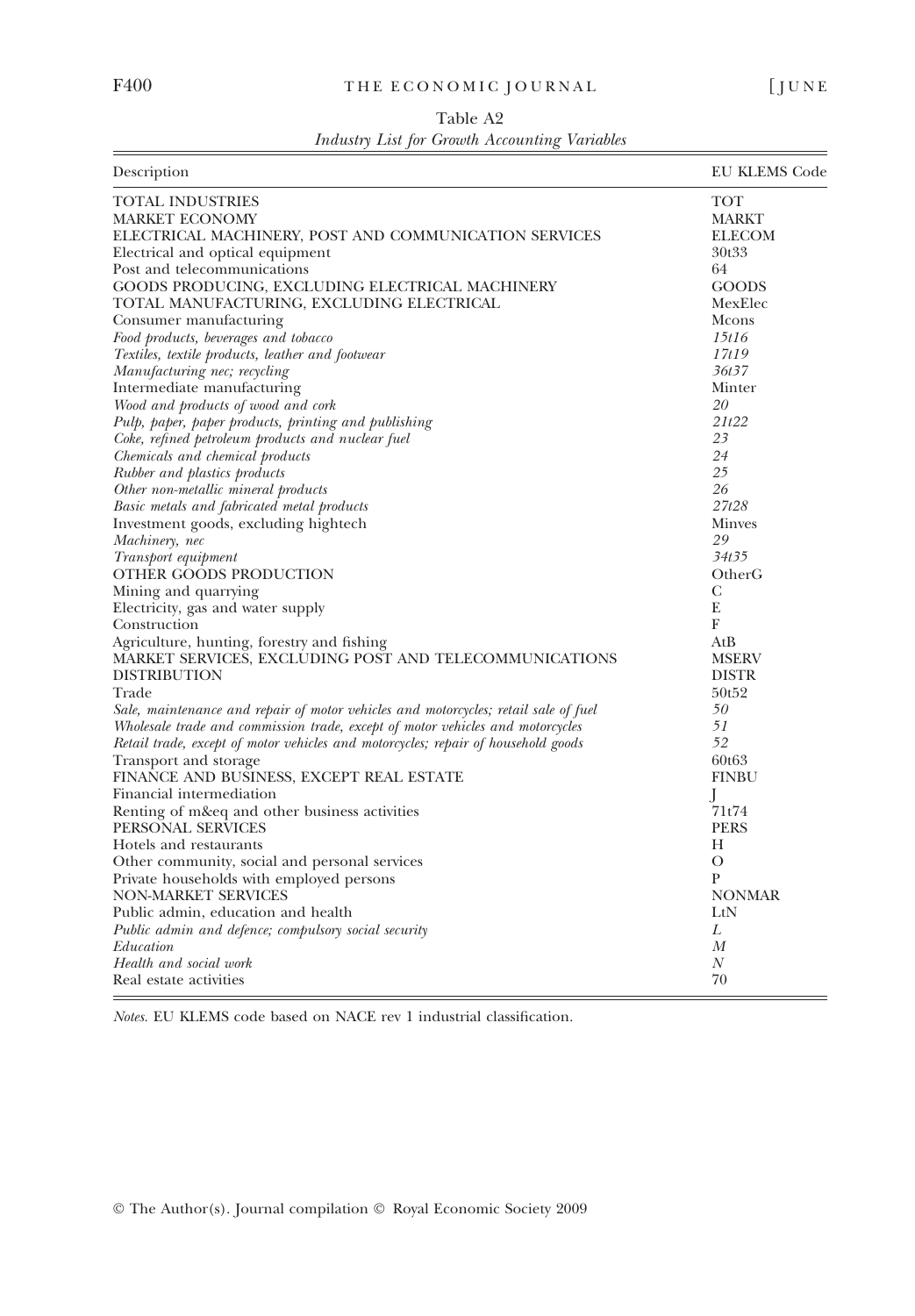Table A2

*Industry List for Growth Accounting Variables*

| Description | EU KLEMS Code |
|---|---|
| TOTAL INDUSTRIES | TOT |
| MARKET ECONOMY | MARKT |
| ELECTRICAL MACHINERY, POST AND COMMUNICATION SERVICES | ELECOM |
| Electrical and optical equipment | 30t33 |
| Post and telecommunications | 64 |
| GOODS PRODUCING, EXCLUDING ELECTRICAL MACHINERY | GOODS |
| TOTAL MANUFACTURING, EXCLUDING ELECTRICAL | MexElec |
| Consumer manufacturing | Mcons |
| *Food products, beverages and tobacco* | *15t16* |
| *Textiles, textile products, leather and footwear* | *17t19* |
| *Manufacturing nec; recycling* | *36t37* |
| Intermediate manufacturing | Minter |
| *Wood and products of wood and cork* | *20* |
| *Pulp, paper, paper products, printing and publishing* | *21t22* |
| *Coke, refined petroleum products and nuclear fuel* | *23* |
| *Chemicals and chemical products* | *24* |
| *Rubber and plastics products* | *25* |
| *Other non-metallic mineral products* | *26* |
| *Basic metals and fabricated metal products* | *27t28* |
| Investment goods, excluding hightech | Minves |
| *Machinery, nec* | *29* |
| *Transport equipment* | *34t35* |
| OTHER GOODS PRODUCTION | OtherG |
| Mining and quarrying | C |
| Electricity, gas and water supply | E |
| Construction | F |
| Agriculture, hunting, forestry and fishing | AtB |
| MARKET SERVICES, EXCLUDING POST AND TELECOMMUNICATIONS | MSERV |
| DISTRIBUTION | DISTR |
| Trade | 50t52 |
| *Sale, maintenance and repair of motor vehicles and motorcycles; retail sale of fuel* | *50* |
| *Wholesale trade and commission trade, except of motor vehicles and motorcycles* | *51* |
| *Retail trade, except of motor vehicles and motorcycles; repair of household goods* | *52* |
| Transport and storage | 60t63 |
| FINANCE AND BUSINESS, EXCEPT REAL ESTATE | FINBU |
| Financial intermediation | J |
| Renting of m&eq and other business activities | 71t74 |
| PERSONAL SERVICES | PERS |
| Hotels and restaurants | H |
| Other community, social and personal services | O |
| Private households with employed persons | P |
| NON-MARKET SERVICES | NONMAR |
| Public admin, education and health | LtN |
| *Public admin and defence; compulsory social security* | *L* |
| *Education* | *M* |
| *Health and social work* | *N* |
| Real estate activities | 70 |

*Notes.* EU KLEMS code based on NACE rev 1 industrial classification.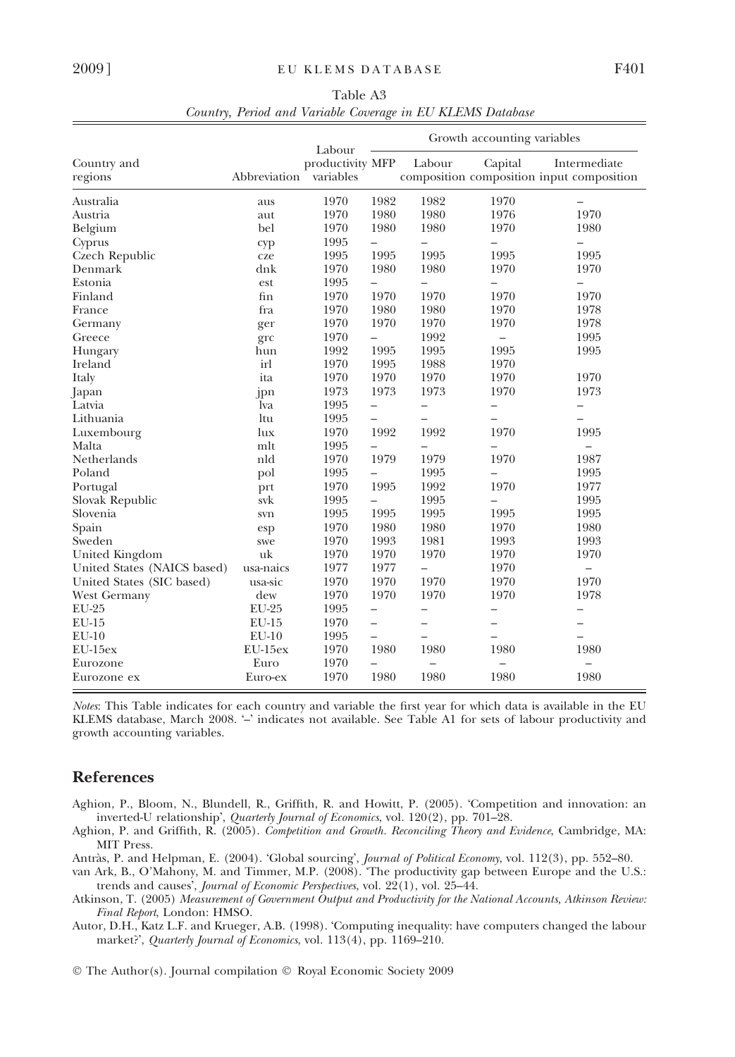Table A3

*Country, Period and Variable Coverage in EU KLEMS Database*

| Country and regions | Abbreviation | Labour productivity variables | Growth accounting variables | | | |
|---|---|---|---|---|---|---|
| | | | MFP | Labour composition | Capital composition | Intermediate input composition |
| Australia | aus | 1970 | 1982 | 1982 | 1970 | – |
| Austria | aut | 1970 | 1980 | 1980 | 1976 | 1970 |
| Belgium | bel | 1970 | 1980 | 1980 | 1970 | 1980 |
| Cyprus | cyp | 1995 | – | – | – | – |
| Czech Republic | cze | 1995 | 1995 | 1995 | 1995 | 1995 |
| Denmark | dnk | 1970 | 1980 | 1980 | 1970 | 1970 |
| Estonia | est | 1995 | – | – | – | – |
| Finland | fin | 1970 | 1970 | 1970 | 1970 | 1970 |
| France | fra | 1970 | 1980 | 1980 | 1970 | 1978 |
| Germany | ger | 1970 | 1970 | 1970 | 1970 | 1978 |
| Greece | grc | 1970 | – | 1992 | – | 1995 |
| Hungary | hun | 1992 | 1995 | 1995 | 1995 | 1995 |
| Ireland | irl | 1970 | 1995 | 1988 | 1970 | |
| Italy | ita | 1970 | 1970 | 1970 | 1970 | 1970 |
| Japan | jpn | 1973 | 1973 | 1973 | 1970 | 1973 |
| Latvia | lva | 1995 | – | – | – | – |
| Lithuania | ltu | 1995 | – | – | – | – |
| Luxembourg | lux | 1970 | 1992 | 1992 | 1970 | 1995 |
| Malta | mlt | 1995 | – | – | – | – |
| Netherlands | nld | 1970 | 1979 | 1979 | 1970 | 1987 |
| Poland | pol | 1995 | – | 1995 | – | 1995 |
| Portugal | prt | 1970 | 1995 | 1992 | 1970 | 1977 |
| Slovak Republic | svk | 1995 | – | 1995 | – | 1995 |
| Slovenia | svn | 1995 | 1995 | 1995 | 1995 | 1995 |
| Spain | esp | 1970 | 1980 | 1980 | 1970 | 1980 |
| Sweden | swe | 1970 | 1993 | 1981 | 1993 | 1993 |
| United Kingdom | uk | 1970 | 1970 | 1970 | 1970 | 1970 |
| United States (NAICS based) | usa-naics | 1977 | 1977 | – | 1970 | – |
| United States (SIC based) | usa-sic | 1970 | 1970 | 1970 | 1970 | 1970 |
| West Germany | dew | 1970 | 1970 | 1970 | 1970 | 1978 |
| EU-25 | EU-25 | 1995 | – | – | – | – |
| EU-15 | EU-15 | 1970 | – | – | – | – |
| EU-10 | EU-10 | 1995 | – | – | – | – |
| EU-15ex | EU-15ex | 1970 | 1980 | 1980 | 1980 | 1980 |
| Eurozone | Euro | 1970 | – | – | – | – |
| Eurozone ex | Euro-ex | 1970 | 1980 | 1980 | 1980 | 1980 |

*Notes*: This Table indicates for each country and variable the first year for which data is available in the EU KLEMS database, March 2008. '–' indicates not available. See Table A1 for sets of labour productivity and growth accounting variables.

## References

Aghion, P., Bloom, N., Blundell, R., Griffith, R. and Howitt, P. (2005). 'Competition and innovation: an inverted-U relationship', *Quarterly Journal of Economics*, vol. 120(2), pp. 701–28.

Aghion, P. and Griffith, R. (2005). *Competition and Growth. Reconciling Theory and Evidence*, Cambridge, MA: MIT Press.

Antràs, P. and Helpman, E. (2004). 'Global sourcing', *Journal of Political Economy*, vol. 112(3), pp. 552–80.

van Ark, B., O'Mahony, M. and Timmer, M.P. (2008). 'The productivity gap between Europe and the U.S.: trends and causes', *Journal of Economic Perspectives*, vol. 22(1), vol. 25–44.

Atkinson, T. (2005) *Measurement of Government Output and Productivity for the National Accounts, Atkinson Review: Final Report*, London: HMSO.

Autor, D.H., Katz L.F. and Krueger, A.B. (1998). 'Computing inequality: have computers changed the labour market?', *Quarterly Journal of Economics*, vol. 113(4), pp. 1169–210.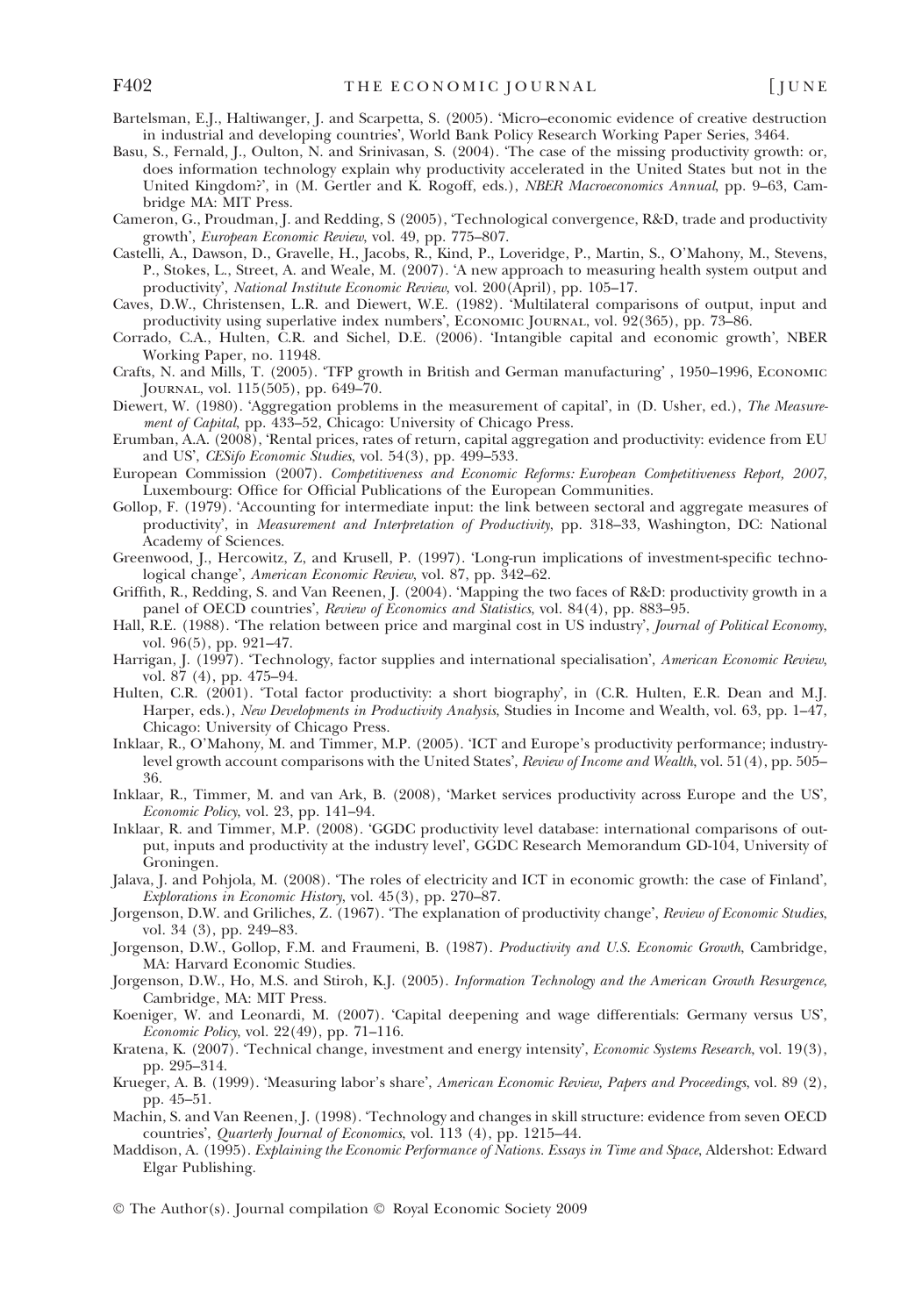Bartelsman, E.J., Haltiwanger, J. and Scarpetta, S. (2005). 'Micro–economic evidence of creative destruction in industrial and developing countries', World Bank Policy Research Working Paper Series, 3464.

Basu, S., Fernald, J., Oulton, N. and Srinivasan, S. (2004). 'The case of the missing productivity growth: or, does information technology explain why productivity accelerated in the United States but not in the United Kingdom?', in (M. Gertler and K. Rogoff, eds.), *NBER Macroeconomics Annual*, pp. 9–63, Cambridge MA: MIT Press.

Cameron, G., Proudman, J. and Redding, S (2005), 'Technological convergence, R&D, trade and productivity growth', *European Economic Review*, vol. 49, pp. 775–807.

Castelli, A., Dawson, D., Gravelle, H., Jacobs, R., Kind, P., Loveridge, P., Martin, S., O'Mahony, M., Stevens, P., Stokes, L., Street, A. and Weale, M. (2007). 'A new approach to measuring health system output and productivity', *National Institute Economic Review*, vol. 200(April), pp. 105–17.

Caves, D.W., Christensen, L.R. and Diewert, W.E. (1982). 'Multilateral comparisons of output, input and productivity using superlative index numbers', Economic Journal, vol. 92(365), pp. 73–86.

Corrado, C.A., Hulten, C.R. and Sichel, D.E. (2006). 'Intangible capital and economic growth', NBER Working Paper, no. 11948.

Crafts, N. and Mills, T. (2005). 'TFP growth in British and German manufacturing' , 1950–1996, Economic Journal, vol. 115(505), pp. 649–70.

Diewert, W. (1980). 'Aggregation problems in the measurement of capital', in (D. Usher, ed.), *The Measurement of Capital*, pp. 433–52, Chicago: University of Chicago Press.

Erumban, A.A. (2008), 'Rental prices, rates of return, capital aggregation and productivity: evidence from EU and US', *CESifo Economic Studies*, vol. 54(3), pp. 499–533.

European Commission (2007). *Competitiveness and Economic Reforms: European Competitiveness Report, 2007*, Luxembourg: Office for Official Publications of the European Communities.

Gollop, F. (1979). 'Accounting for intermediate input: the link between sectoral and aggregate measures of productivity', in *Measurement and Interpretation of Productivity*, pp. 318–33, Washington, DC: National Academy of Sciences.

Greenwood, J., Hercowitz, Z, and Krusell, P. (1997). 'Long-run implications of investment-specific technological change', *American Economic Review*, vol. 87, pp. 342–62.

Griffith, R., Redding, S. and Van Reenen, J. (2004). 'Mapping the two faces of R&D: productivity growth in a panel of OECD countries', *Review of Economics and Statistics*, vol. 84(4), pp. 883–95.

Hall, R.E. (1988). 'The relation between price and marginal cost in US industry', *Journal of Political Economy*, vol. 96(5), pp. 921–47.

Harrigan, J. (1997). 'Technology, factor supplies and international specialisation', *American Economic Review*, vol. 87 (4), pp. 475–94.

Hulten, C.R. (2001). 'Total factor productivity: a short biography', in (C.R. Hulten, E.R. Dean and M.J. Harper, eds.), *New Developments in Productivity Analysis*, Studies in Income and Wealth, vol. 63, pp. 1–47, Chicago: University of Chicago Press.

Inklaar, R., O'Mahony, M. and Timmer, M.P. (2005). 'ICT and Europe's productivity performance; industry-level growth account comparisons with the United States', *Review of Income and Wealth*, vol. 51(4), pp. 505–36.

Inklaar, R., Timmer, M. and van Ark, B. (2008), 'Market services productivity across Europe and the US', *Economic Policy*, vol. 23, pp. 141–94.

Inklaar, R. and Timmer, M.P. (2008). 'GGDC productivity level database: international comparisons of output, inputs and productivity at the industry level', GGDC Research Memorandum GD-104, University of Groningen.

Jalava, J. and Pohjola, M. (2008). 'The roles of electricity and ICT in economic growth: the case of Finland', *Explorations in Economic History*, vol. 45(3), pp. 270–87.

Jorgenson, D.W. and Griliches, Z. (1967). 'The explanation of productivity change', *Review of Economic Studies*, vol. 34 (3), pp. 249–83.

Jorgenson, D.W., Gollop, F.M. and Fraumeni, B. (1987). *Productivity and U.S. Economic Growth*, Cambridge, MA: Harvard Economic Studies.

Jorgenson, D.W., Ho, M.S. and Stiroh, K.J. (2005). *Information Technology and the American Growth Resurgence*, Cambridge, MA: MIT Press.

Koeniger, W. and Leonardi, M. (2007). 'Capital deepening and wage differentials: Germany versus US', *Economic Policy*, vol. 22(49), pp. 71–116.

Kratena, K. (2007). 'Technical change, investment and energy intensity', *Economic Systems Research*, vol. 19(3), pp. 295–314.

Krueger, A. B. (1999). 'Measuring labor's share', *American Economic Review, Papers and Proceedings*, vol. 89 (2), pp. 45–51.

Machin, S. and Van Reenen, J. (1998). 'Technology and changes in skill structure: evidence from seven OECD countries', *Quarterly Journal of Economics*, vol. 113 (4), pp. 1215–44.

Maddison, A. (1995). *Explaining the Economic Performance of Nations. Essays in Time and Space*, Aldershot: Edward Elgar Publishing.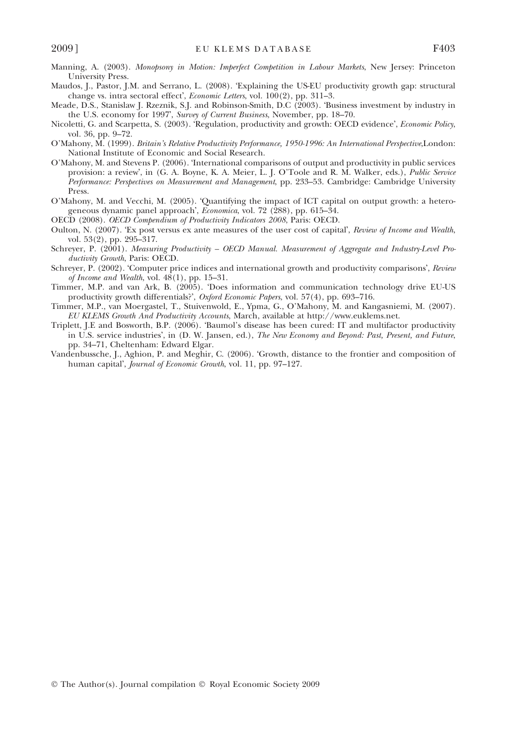Manning, A. (2003). *Monopsony in Motion: Imperfect Competition in Labour Markets*, New Jersey: Princeton University Press.

Maudos, J., Pastor, J.M. and Serrano, L. (2008). 'Explaining the US-EU productivity growth gap: structural change vs. intra sectoral effect', *Economic Letters*, vol. 100(2), pp. 311–3.

Meade, D.S., Stanislaw J. Rzeznik, S.J. and Robinson-Smith, D.C (2003). 'Business investment by industry in the U.S. economy for 1997', *Survey of Current Business*, November, pp. 18–70.

Nicoletti, G. and Scarpetta, S. (2003). 'Regulation, productivity and growth: OECD evidence', *Economic Policy*, vol. 36, pp. 9–72.

O'Mahony, M. (1999). *Britain's Relative Productivity Performance, 1950-1996: An International Perspective*,London: National Institute of Economic and Social Research.

O'Mahony, M. and Stevens P. (2006). 'International comparisons of output and productivity in public services provision: a review', in (G. A. Boyne, K. A. Meier, L. J. O'Toole and R. M. Walker, eds.), *Public Service Performance: Perspectives on Measurement and Management*, pp. 233–53. Cambridge: Cambridge University Press.

O'Mahony, M. and Vecchi, M. (2005). 'Quantifying the impact of ICT capital on output growth: a heterogeneous dynamic panel approach', *Economica*, vol. 72 (288), pp. 615–34.

OECD (2008). *OECD Compendium of Productivity Indicators 2008*, Paris: OECD.

Oulton, N. (2007). 'Ex post versus ex ante measures of the user cost of capital', *Review of Income and Wealth*, vol. 53(2), pp. 295–317.

Schreyer, P. (2001). *Measuring Productivity – OECD Manual. Measurement of Aggregate and Industry-Level Productivity Growth*, Paris: OECD.

Schreyer, P. (2002). 'Computer price indices and international growth and productivity comparisons', *Review of Income and Wealth*, vol. 48(1), pp. 15–31.

Timmer, M.P. and van Ark, B. (2005). 'Does information and communication technology drive EU-US productivity growth differentials?', *Oxford Economic Papers*, vol. 57(4), pp. 693–716.

Timmer, M.P., van Moergastel, T., Stuivenwold, E., Ypma, G., O'Mahony, M. and Kangasniemi, M. (2007). *EU KLEMS Growth And Productivity Accounts*, March, available at http://www.euklems.net.

Triplett, J.E and Bosworth, B.P. (2006). 'Baumol's disease has been cured: IT and multifactor productivity in U.S. service industries', in (D. W. Jansen, ed.), *The New Economy and Beyond: Past, Present, and Future*, pp. 34–71, Cheltenham: Edward Elgar.

Vandenbussche, J., Aghion, P. and Meghir, C. (2006). 'Growth, distance to the frontier and composition of human capital', *Journal of Economic Growth*, vol. 11, pp. 97–127.